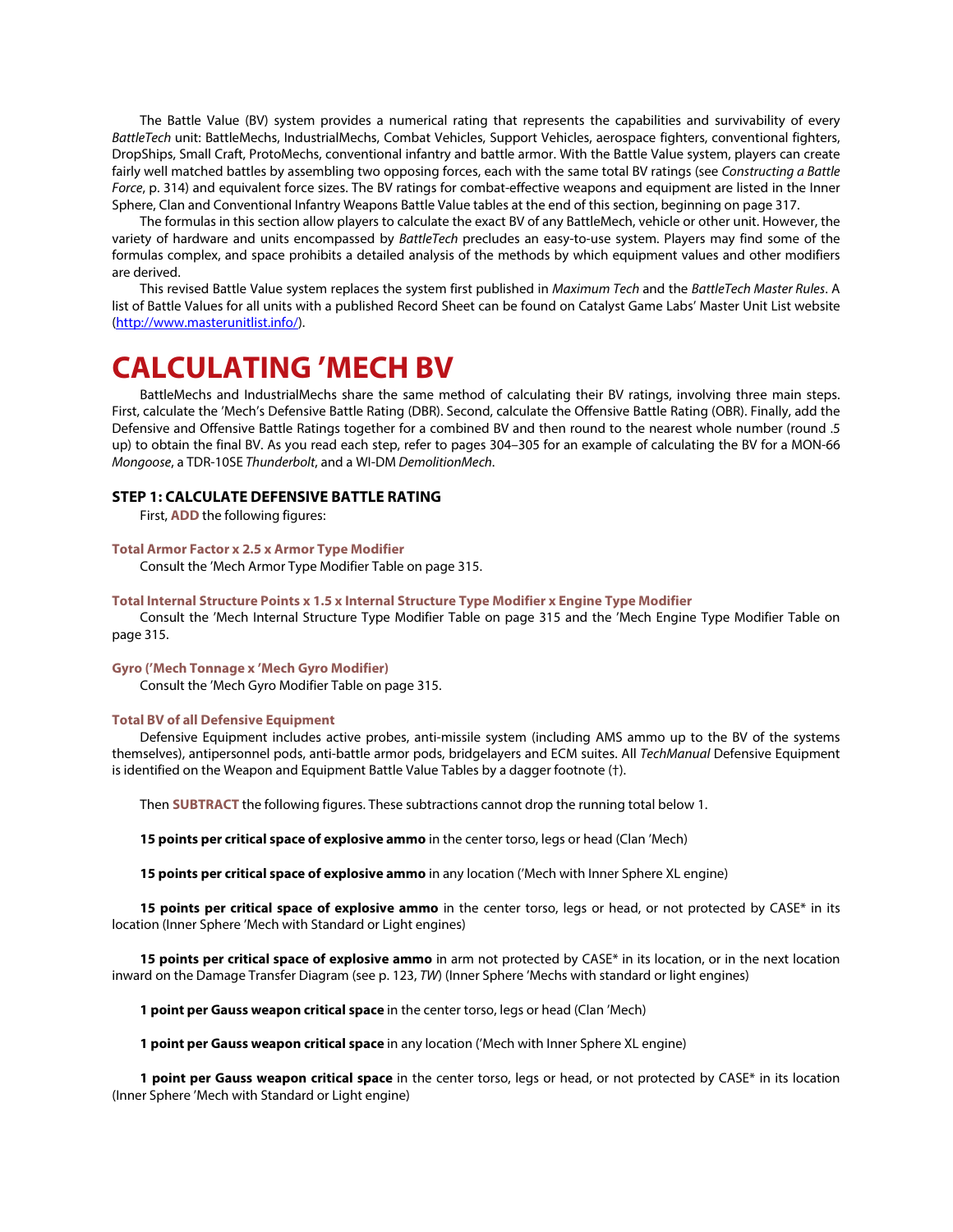The Battle Value (BV) system provides a numerical rating that represents the capabilities and survivability of every *BattleTech* unit: BattleMechs, IndustrialMechs, Combat Vehicles, Support Vehicles, aerospace fighters, conventional fighters, DropShips, Small Craft, ProtoMechs, conventional infantry and battle armor. With the Battle Value system, players can create fairly well matched battles by assembling two opposing forces, each with the same total BV ratings (see *Constructing a Battle Force*, p. 314) and equivalent force sizes. The BV ratings for combat-effective weapons and equipment are listed in the Inner Sphere, Clan and Conventional Infantry Weapons Battle Value tables at the end of this section, beginning on page 317.

The formulas in this section allow players to calculate the exact BV of any BattleMech, vehicle or other unit. However, the variety of hardware and units encompassed by *BattleTech* precludes an easy-to-use system. Players may find some of the formulas complex, and space prohibits a detailed analysis of the methods by which equipment values and other modifiers are derived.

This revised Battle Value system replaces the system first published in *Maximum Tech* and the *BattleTech Master Rules*. A list of Battle Values for all units with a published Record Sheet can be found on Catalyst Game Labs' Master Unit List website (http://www.masterunitlist.info/).

# CALCULATING 'MECH BV

BattleMechs and IndustrialMechs share the same method of calculating their BV ratings, involving three main steps. First, calculate the 'Mech's Defensive Battle Rating (DBR). Second, calculate the Offensive Battle Rating (OBR). Finally, add the Defensive and Offensive Battle Ratings together for a combined BV and then round to the nearest whole number (round .5 up) to obtain the final BV. As you read each step, refer to pages 304–305 for an example of calculating the BV for a MON-66 *Mongoose*, a TDR-10SE *Thunderbolt*, and a WI-DM *DemolitionMech*.

### STEP 1: CALCULATE DEFENSIVE BATTLE RATING

First, **ADD** the following figures:

**Total Armor Factor x 2.5 x Armor Type Modifier**

Consult the 'Mech Armor Type Modifier Table on page 315.

**Total Internal Structure Points x 1.5 x Internal Structure Type Modifier x Engine Type Modifier**

Consult the 'Mech Internal Structure Type Modifier Table on page 315 and the 'Mech Engine Type Modifier Table on page 315.

**Gyro ('Mech Tonnage x 'Mech Gyro Modifier)**

Consult the 'Mech Gyro Modifier Table on page 315.

**Total BV of all Defensive Equipment**

Defensive Equipment includes active probes, anti-missile system (including AMS ammo up to the BV of the systems themselves), antipersonnel pods, anti-battle armor pods, bridgelayers and ECM suites. All *TechManual* Defensive Equipment is identified on the Weapon and Equipment Battle Value Tables by a dagger footnote (†).

Then **SUBTRACT** the following figures. These subtractions cannot drop the running total below 1.

**15 points per critical space of explosive ammo** in the center torso, legs or head (Clan 'Mech)

**15 points per critical space of explosive ammo** in any location ('Mech with Inner Sphere XL engine)

**15 points per critical space of explosive ammo** in the center torso, legs or head, or not protected by CASE* in its location (Inner Sphere 'Mech with Standard or Light engines)

**15 points per critical space of explosive ammo** in arm not protected by CASE* in its location, or in the next location inward on the Damage Transfer Diagram (see p. 123, *TW*) (Inner Sphere 'Mechs with standard or light engines)

**1 point per Gauss weapon critical space** in the center torso, legs or head (Clan 'Mech)

**1 point per Gauss weapon critical space** in any location ('Mech with Inner Sphere XL engine)

**1 point per Gauss weapon critical space** in the center torso, legs or head, or not protected by CASE* in its location (Inner Sphere 'Mech with Standard or Light engine)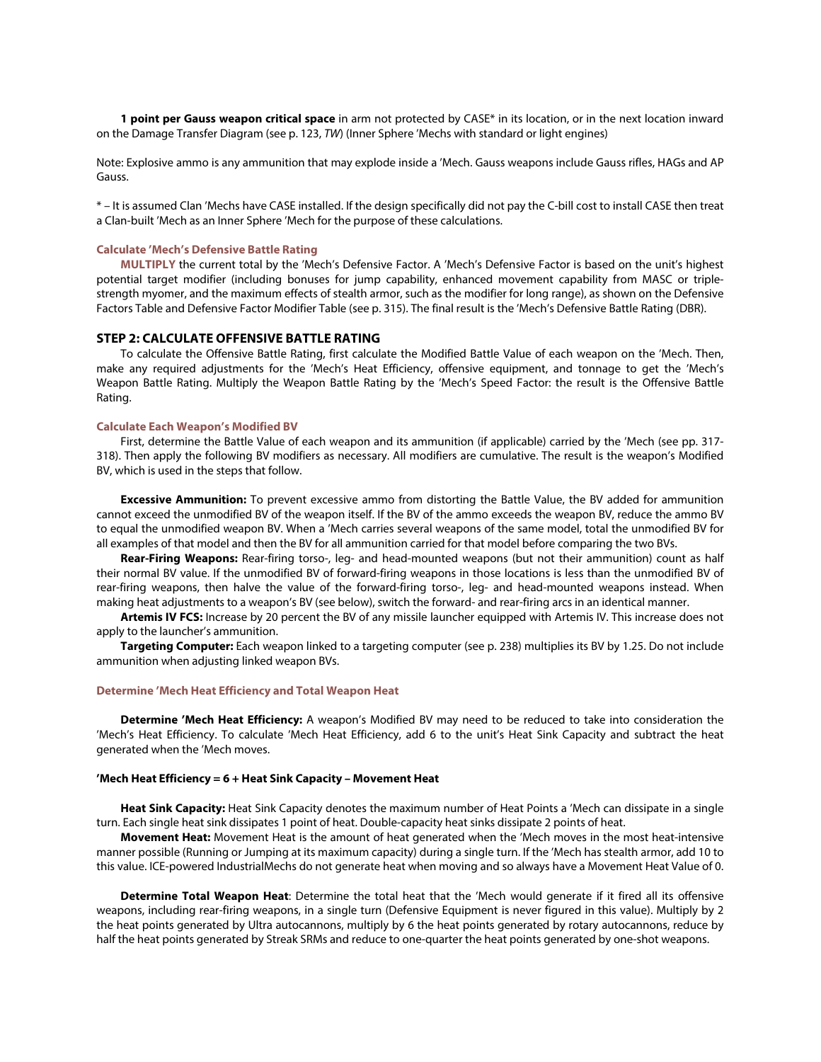**1 point per Gauss weapon critical space** in arm not protected by CASE* in its location, or in the next location inward on the Damage Transfer Diagram (see p. 123, *TW*) (Inner Sphere 'Mechs with standard or light engines)

Note: Explosive ammo is any ammunition that may explode inside a 'Mech. Gauss weapons include Gauss rifles, HAGs and AP Gauss.

* – It is assumed Clan 'Mechs have CASE installed. If the design specifically did not pay the C-bill cost to install CASE then treat a Clan-built 'Mech as an Inner Sphere 'Mech for the purpose of these calculations.

#### Calculate 'Mech's Defensive Battle Rating

**MULTIPLY** the current total by the 'Mech's Defensive Factor. A 'Mech's Defensive Factor is based on the unit's highest potential target modifier (including bonuses for jump capability, enhanced movement capability from MASC or triple-strength myomer, and the maximum effects of stealth armor, such as the modifier for long range), as shown on the Defensive Factors Table and Defensive Factor Modifier Table (see p. 315). The final result is the 'Mech's Defensive Battle Rating (DBR).

### STEP 2: CALCULATE OFFENSIVE BATTLE RATING

To calculate the Offensive Battle Rating, first calculate the Modified Battle Value of each weapon on the 'Mech. Then, make any required adjustments for the 'Mech's Heat Efficiency, offensive equipment, and tonnage to get the 'Mech's Weapon Battle Rating. Multiply the Weapon Battle Rating by the 'Mech's Speed Factor: the result is the Offensive Battle Rating.

#### Calculate Each Weapon's Modified BV

First, determine the Battle Value of each weapon and its ammunition (if applicable) carried by the 'Mech (see pp. 317-318). Then apply the following BV modifiers as necessary. All modifiers are cumulative. The result is the weapon's Modified BV, which is used in the steps that follow.

**Excessive Ammunition:** To prevent excessive ammo from distorting the Battle Value, the BV added for ammunition cannot exceed the unmodified BV of the weapon itself. If the BV of the ammo exceeds the weapon BV, reduce the ammo BV to equal the unmodified weapon BV. When a 'Mech carries several weapons of the same model, total the unmodified BV for all examples of that model and then the BV for all ammunition carried for that model before comparing the two BVs.

**Rear-Firing Weapons:** Rear-firing torso-, leg- and head-mounted weapons (but not their ammunition) count as half their normal BV value. If the unmodified BV of forward-firing weapons in those locations is less than the unmodified BV of rear-firing weapons, then halve the value of the forward-firing torso-, leg- and head-mounted weapons instead. When making heat adjustments to a weapon's BV (see below), switch the forward- and rear-firing arcs in an identical manner.

**Artemis IV FCS:** Increase by 20 percent the BV of any missile launcher equipped with Artemis IV. This increase does not apply to the launcher's ammunition.

**Targeting Computer:** Each weapon linked to a targeting computer (see p. 238) multiplies its BV by 1.25. Do not include ammunition when adjusting linked weapon BVs.

#### Determine 'Mech Heat Efficiency and Total Weapon Heat

**Determine 'Mech Heat Efficiency:** A weapon's Modified BV may need to be reduced to take into consideration the 'Mech's Heat Efficiency. To calculate 'Mech Heat Efficiency, add 6 to the unit's Heat Sink Capacity and subtract the heat generated when the 'Mech moves.

**'Mech Heat Efficiency = 6 + Heat Sink Capacity – Movement Heat**

**Heat Sink Capacity:** Heat Sink Capacity denotes the maximum number of Heat Points a 'Mech can dissipate in a single turn. Each single heat sink dissipates 1 point of heat. Double-capacity heat sinks dissipate 2 points of heat.

**Movement Heat:** Movement Heat is the amount of heat generated when the 'Mech moves in the most heat-intensive manner possible (Running or Jumping at its maximum capacity) during a single turn. If the 'Mech has stealth armor, add 10 to this value. ICE-powered IndustrialMechs do not generate heat when moving and so always have a Movement Heat Value of 0.

**Determine Total Weapon Heat**: Determine the total heat that the 'Mech would generate if it fired all its offensive weapons, including rear-firing weapons, in a single turn (Defensive Equipment is never figured in this value). Multiply by 2 the heat points generated by Ultra autocannons, multiply by 6 the heat points generated by rotary autocannons, reduce by half the heat points generated by Streak SRMs and reduce to one-quarter the heat points generated by one-shot weapons.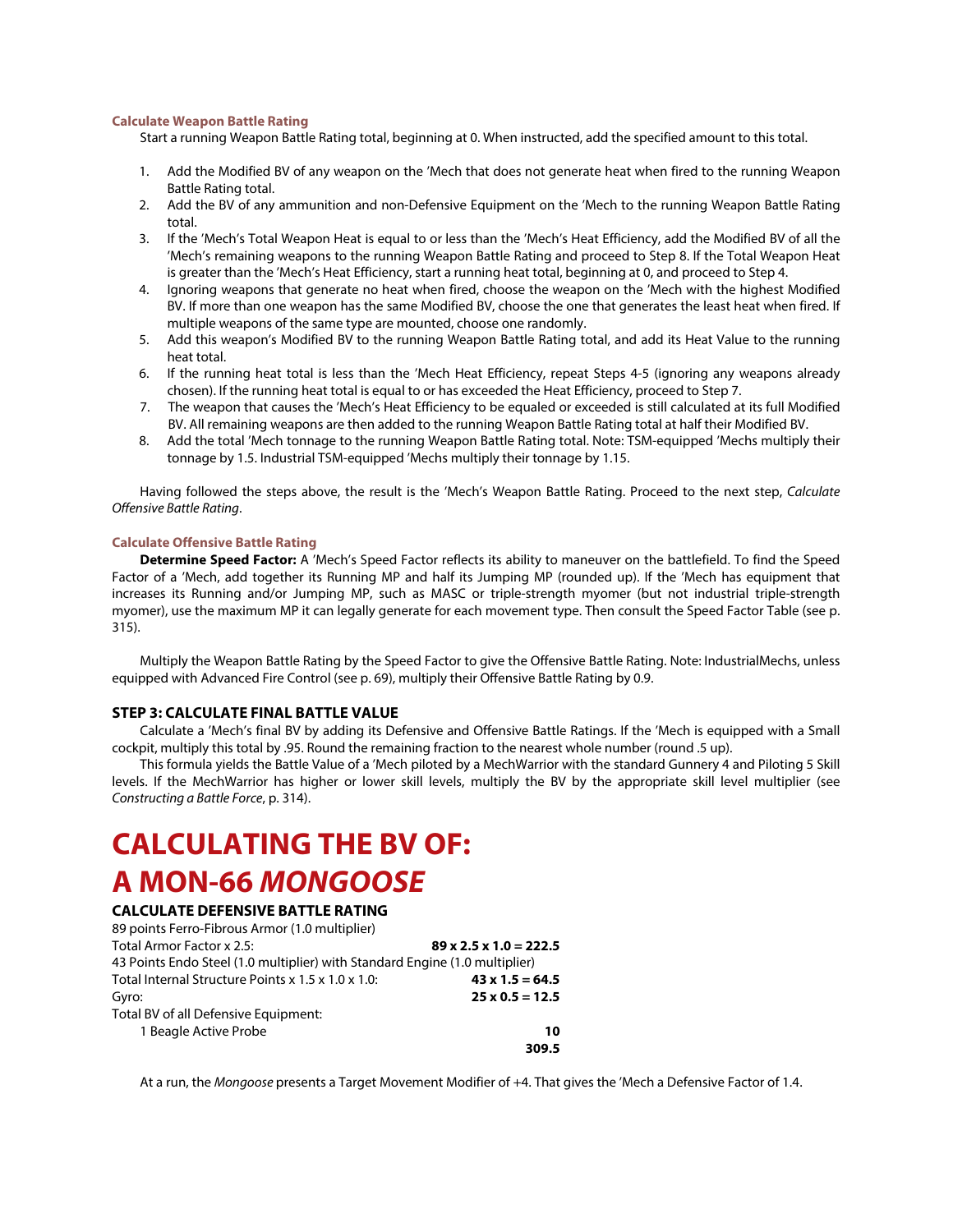#### Calculate Weapon Battle Rating

Start a running Weapon Battle Rating total, beginning at 0. When instructed, add the specified amount to this total.

1. Add the Modified BV of any weapon on the 'Mech that does not generate heat when fired to the running Weapon Battle Rating total.
2. Add the BV of any ammunition and non-Defensive Equipment on the 'Mech to the running Weapon Battle Rating total.
3. If the 'Mech's Total Weapon Heat is equal to or less than the 'Mech's Heat Efficiency, add the Modified BV of all the 'Mech's remaining weapons to the running Weapon Battle Rating and proceed to Step 8. If the Total Weapon Heat is greater than the 'Mech's Heat Efficiency, start a running heat total, beginning at 0, and proceed to Step 4.
4. Ignoring weapons that generate no heat when fired, choose the weapon on the 'Mech with the highest Modified BV. If more than one weapon has the same Modified BV, choose the one that generates the least heat when fired. If multiple weapons of the same type are mounted, choose one randomly.
5. Add this weapon's Modified BV to the running Weapon Battle Rating total, and add its Heat Value to the running heat total.
6. If the running heat total is less than the 'Mech Heat Efficiency, repeat Steps 4-5 (ignoring any weapons already chosen). If the running heat total is equal to or has exceeded the Heat Efficiency, proceed to Step 7.
7. The weapon that causes the 'Mech's Heat Efficiency to be equaled or exceeded is still calculated at its full Modified BV. All remaining weapons are then added to the running Weapon Battle Rating total at half their Modified BV.
8. Add the total 'Mech tonnage to the running Weapon Battle Rating total. Note: TSM-equipped 'Mechs multiply their tonnage by 1.5. Industrial TSM-equipped 'Mechs multiply their tonnage by 1.15.

Having followed the steps above, the result is the 'Mech's Weapon Battle Rating. Proceed to the next step, *Calculate Offensive Battle Rating*.

#### Calculate Offensive Battle Rating

**Determine Speed Factor:** A 'Mech's Speed Factor reflects its ability to maneuver on the battlefield. To find the Speed Factor of a 'Mech, add together its Running MP and half its Jumping MP (rounded up). If the 'Mech has equipment that increases its Running and/or Jumping MP, such as MASC or triple-strength myomer (but not industrial triple-strength myomer), use the maximum MP it can legally generate for each movement type. Then consult the Speed Factor Table (see p. 315).

Multiply the Weapon Battle Rating by the Speed Factor to give the Offensive Battle Rating. Note: IndustrialMechs, unless equipped with Advanced Fire Control (see p. 69), multiply their Offensive Battle Rating by 0.9.

### STEP 3: CALCULATE FINAL BATTLE VALUE

Calculate a 'Mech's final BV by adding its Defensive and Offensive Battle Ratings. If the 'Mech is equipped with a Small cockpit, multiply this total by .95. Round the remaining fraction to the nearest whole number (round .5 up).

This formula yields the Battle Value of a 'Mech piloted by a MechWarrior with the standard Gunnery 4 and Piloting 5 Skill levels. If the MechWarrior has higher or lower skill levels, multiply the BV by the appropriate skill level multiplier (see *Constructing a Battle Force*, p. 314).

# CALCULATING THE BV OF: A MON-66 *MONGOOSE*

### CALCULATE DEFENSIVE BATTLE RATING

| | |
|---|---|
| 89 points Ferro-Fibrous Armor (1.0 multiplier) | |
| Total Armor Factor x 2.5: | **89 x 2.5 x 1.0 = 222.5** |
| 43 Points Endo Steel (1.0 multiplier) with Standard Engine (1.0 multiplier) | |
| Total Internal Structure Points x 1.5 x 1.0 x 1.0: | **43 x 1.5 = 64.5** |
| Gyro: | **25 x 0.5 = 12.5** |
| Total BV of all Defensive Equipment: | |
| 1 Beagle Active Probe | **10** |
| | **309.5** |

At a run, the *Mongoose* presents a Target Movement Modifier of +4. That gives the 'Mech a Defensive Factor of 1.4.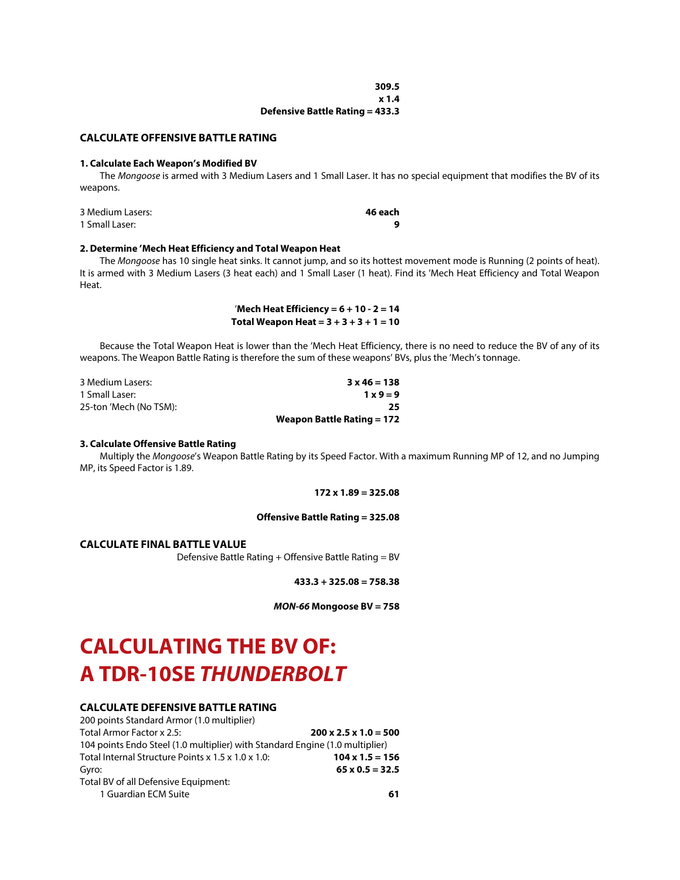**309.5**
**x 1.4**
**Defensive Battle Rating = 433.3**

### CALCULATE OFFENSIVE BATTLE RATING

**1. Calculate Each Weapon's Modified BV**

The *Mongoose* is armed with 3 Medium Lasers and 1 Small Laser. It has no special equipment that modifies the BV of its weapons.

| | |
|---|---|
| 3 Medium Lasers: | **46 each** |
| 1 Small Laser: | **9** |

**2. Determine 'Mech Heat Efficiency and Total Weapon Heat**

The *Mongoose* has 10 single heat sinks. It cannot jump, and so its hottest movement mode is Running (2 points of heat). It is armed with 3 Medium Lasers (3 heat each) and 1 Small Laser (1 heat). Find its 'Mech Heat Efficiency and Total Weapon Heat.

**'Mech Heat Efficiency = 6 + 10 - 2 = 14**
**Total Weapon Heat = 3 + 3 + 3 + 1 = 10**

Because the Total Weapon Heat is lower than the 'Mech Heat Efficiency, there is no need to reduce the BV of any of its weapons. The Weapon Battle Rating is therefore the sum of these weapons' BVs, plus the 'Mech's tonnage.

| | |
|---|---|
| 3 Medium Lasers: | **3 x 46 = 138** |
| 1 Small Laser: | **1 x 9 = 9** |
| 25-ton 'Mech (No TSM): | **25** |
| | **Weapon Battle Rating = 172** |

**3. Calculate Offensive Battle Rating**

Multiply the *Mongoose*'s Weapon Battle Rating by its Speed Factor. With a maximum Running MP of 12, and no Jumping MP, its Speed Factor is 1.89.

**172 x 1.89 = 325.08**

**Offensive Battle Rating = 325.08**

### CALCULATE FINAL BATTLE VALUE

Defensive Battle Rating + Offensive Battle Rating = BV

**433.3 + 325.08 = 758.38**

***MON-66* Mongoose BV = 758**

# CALCULATING THE BV OF: A TDR-10SE *THUNDERBOLT*

### CALCULATE DEFENSIVE BATTLE RATING

| | |
|---|---|
| 200 points Standard Armor (1.0 multiplier) | |
| Total Armor Factor x 2.5: | **200 x 2.5 x 1.0 = 500** |
| 104 points Endo Steel (1.0 multiplier) with Standard Engine (1.0 multiplier) | |
| Total Internal Structure Points x 1.5 x 1.0 x 1.0: | **104 x 1.5 = 156** |
| Gyro: | **65 x 0.5 = 32.5** |
| Total BV of all Defensive Equipment: | |
| 1 Guardian ECM Suite | **61** |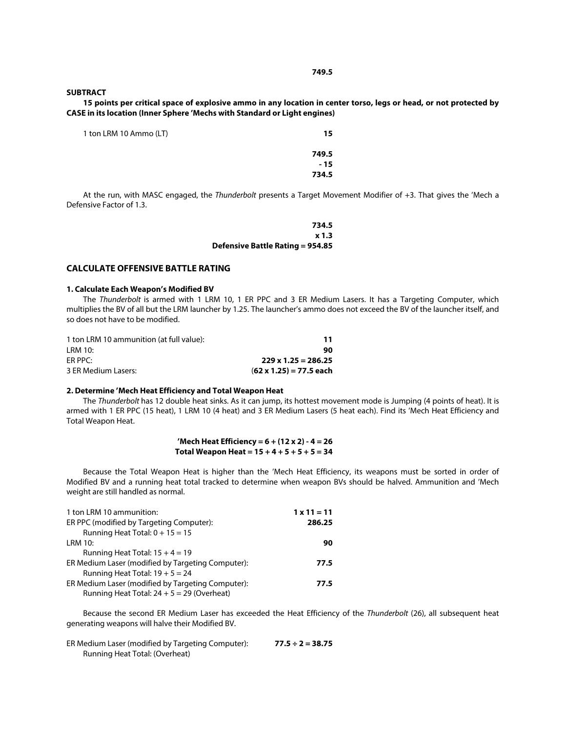**749.5**

**SUBTRACT**

**15 points per critical space of explosive ammo in any location in center torso, legs or head, or not protected by CASE in its location (Inner Sphere 'Mechs with Standard or Light engines)**

| | |
|---|---|
| 1 ton LRM 10 Ammo (LT) | **15** |
| | **749.5** |
| | **- 15** |
| | **734.5** |

At the run, with MASC engaged, the *Thunderbolt* presents a Target Movement Modifier of +3. That gives the 'Mech a Defensive Factor of 1.3.

**734.5**
**x 1.3**
**Defensive Battle Rating = 954.85**

## CALCULATE OFFENSIVE BATTLE RATING

### 1. Calculate Each Weapon's Modified BV

The *Thunderbolt* is armed with 1 LRM 10, 1 ER PPC and 3 ER Medium Lasers. It has a Targeting Computer, which multiplies the BV of all but the LRM launcher by 1.25. The launcher's ammo does not exceed the BV of the launcher itself, and so does not have to be modified.

| | |
|---|---|
| 1 ton LRM 10 ammunition (at full value): | **11** |
| LRM 10: | **90** |
| ER PPC: | **229 x 1.25 = 286.25** |
| 3 ER Medium Lasers: | **(62 x 1.25) = 77.5 each** |

### 2. Determine 'Mech Heat Efficiency and Total Weapon Heat

The *Thunderbolt* has 12 double heat sinks. As it can jump, its hottest movement mode is Jumping (4 points of heat). It is armed with 1 ER PPC (15 heat), 1 LRM 10 (4 heat) and 3 ER Medium Lasers (5 heat each). Find its 'Mech Heat Efficiency and Total Weapon Heat.

**'Mech Heat Efficiency = 6 + (12 x 2) - 4 = 26**
**Total Weapon Heat = 15 + 4 + 5 + 5 + 5 = 34**

Because the Total Weapon Heat is higher than the 'Mech Heat Efficiency, its weapons must be sorted in order of Modified BV and a running heat total tracked to determine when weapon BVs should be halved. Ammunition and 'Mech weight are still handled as normal.

| | |
|---|---|
| 1 ton LRM 10 ammunition: | **1 x 11 = 11** |
| ER PPC (modified by Targeting Computer): | **286.25** |
| Running Heat Total: 0 + 15 = 15 | |
| LRM 10: | **90** |
| Running Heat Total: 15 + 4 = 19 | |
| ER Medium Laser (modified by Targeting Computer): | **77.5** |
| Running Heat Total: 19 + 5 = 24 | |
| ER Medium Laser (modified by Targeting Computer): | **77.5** |
| Running Heat Total: 24 + 5 = 29 (Overheat) | |

Because the second ER Medium Laser has exceeded the Heat Efficiency of the *Thunderbolt* (26), all subsequent heat generating weapons will halve their Modified BV.

| | |
|---|---|
| ER Medium Laser (modified by Targeting Computer): | **77.5 ÷ 2 = 38.75** |
| Running Heat Total: (Overheat) | |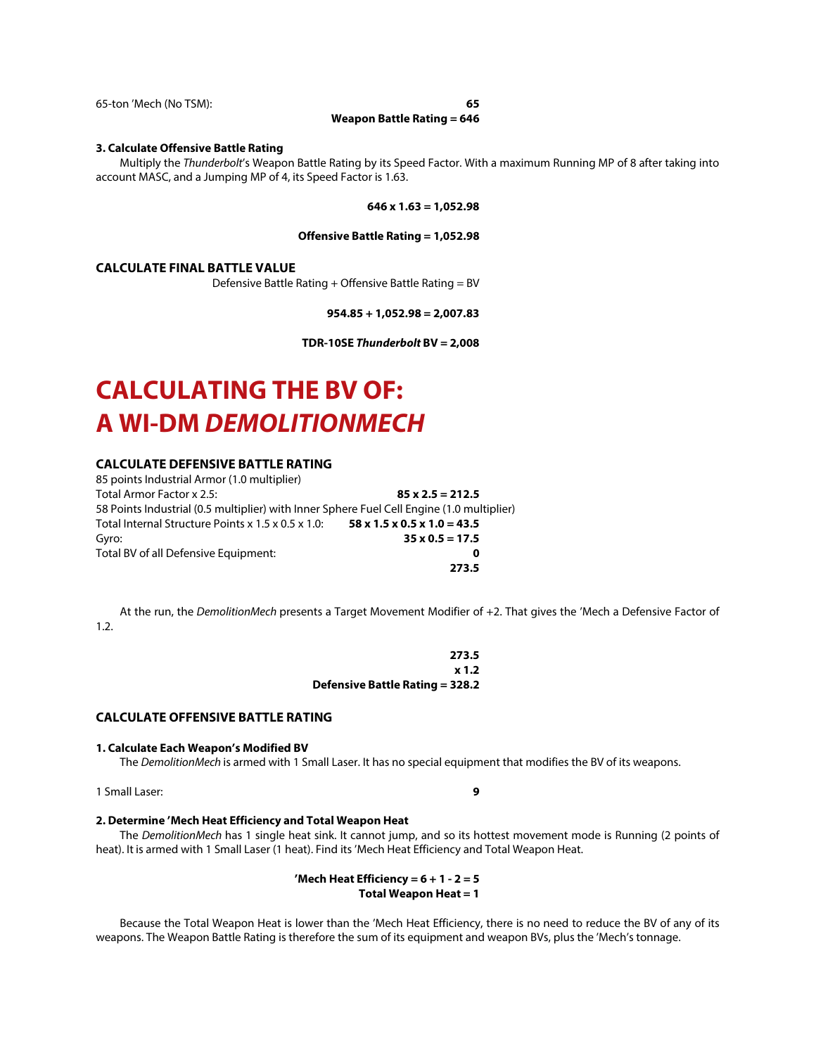65-ton 'Mech (No TSM): **65**

**Weapon Battle Rating = 646**

**3. Calculate Offensive Battle Rating**

Multiply the *Thunderbolt*'s Weapon Battle Rating by its Speed Factor. With a maximum Running MP of 8 after taking into account MASC, and a Jumping MP of 4, its Speed Factor is 1.63.

**646 x 1.63 = 1,052.98**

**Offensive Battle Rating = 1,052.98**

### CALCULATE FINAL BATTLE VALUE

Defensive Battle Rating + Offensive Battle Rating = BV

**954.85 + 1,052.98 = 2,007.83**

**TDR-10SE *Thunderbolt* BV = 2,008**

# CALCULATING THE BV OF: A WI-DM *DEMOLITIONMECH*

### CALCULATE DEFENSIVE BATTLE RATING

85 points Industrial Armor (1.0 multiplier)

Total Armor Factor x 2.5: **85 x 2.5 = 212.5**

58 Points Industrial (0.5 multiplier) with Inner Sphere Fuel Cell Engine (1.0 multiplier)

Total Internal Structure Points x 1.5 x 0.5 x 1.0: **58 x 1.5 x 0.5 x 1.0 = 43.5**

Gyro: **35 x 0.5 = 17.5**

Total BV of all Defensive Equipment: **0**

**273.5**

At the run, the *DemolitionMech* presents a Target Movement Modifier of +2. That gives the 'Mech a Defensive Factor of 1.2.

**273.5**
**x 1.2**
**Defensive Battle Rating = 328.2**

### CALCULATE OFFENSIVE BATTLE RATING

**1. Calculate Each Weapon's Modified BV**

The *DemolitionMech* is armed with 1 Small Laser. It has no special equipment that modifies the BV of its weapons.

1 Small Laser: **9**

**2. Determine 'Mech Heat Efficiency and Total Weapon Heat**

The *DemolitionMech* has 1 single heat sink. It cannot jump, and so its hottest movement mode is Running (2 points of heat). It is armed with 1 Small Laser (1 heat). Find its 'Mech Heat Efficiency and Total Weapon Heat.

**'Mech Heat Efficiency = 6 + 1 - 2 = 5**
**Total Weapon Heat = 1**

Because the Total Weapon Heat is lower than the 'Mech Heat Efficiency, there is no need to reduce the BV of any of its weapons. The Weapon Battle Rating is therefore the sum of its equipment and weapon BVs, plus the 'Mech's tonnage.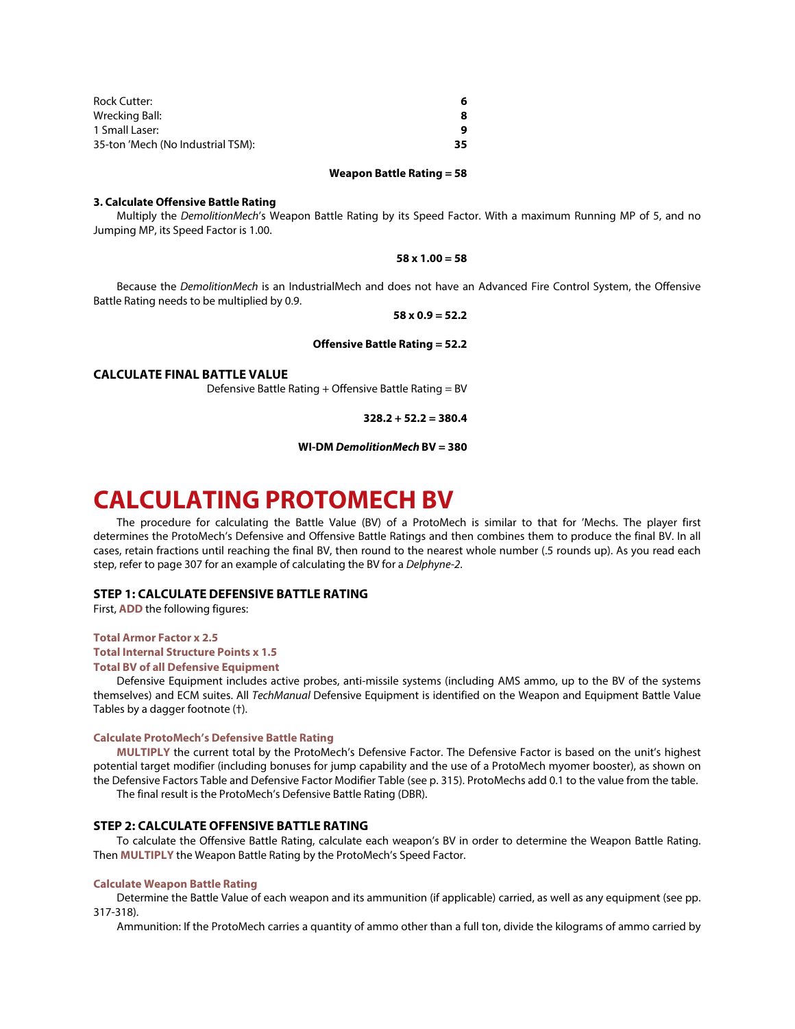| | |
|---|---|
| Rock Cutter: | **6** |
| Wrecking Ball: | **8** |
| 1 Small Laser: | **9** |
| 35-ton 'Mech (No Industrial TSM): | **35** |

**Weapon Battle Rating = 58**

**3. Calculate Offensive Battle Rating**

Multiply the *DemolitionMech*'s Weapon Battle Rating by its Speed Factor. With a maximum Running MP of 5, and no Jumping MP, its Speed Factor is 1.00.

**58 x 1.00 = 58**

Because the *DemolitionMech* is an IndustrialMech and does not have an Advanced Fire Control System, the Offensive Battle Rating needs to be multiplied by 0.9.

**58 x 0.9 = 52.2**

**Offensive Battle Rating = 52.2**

### CALCULATE FINAL BATTLE VALUE

Defensive Battle Rating + Offensive Battle Rating = BV

**328.2 + 52.2 = 380.4**

**WI-DM *DemolitionMech* BV = 380**

# CALCULATING PROTOMECH BV

The procedure for calculating the Battle Value (BV) of a ProtoMech is similar to that for 'Mechs. The player first determines the ProtoMech's Defensive and Offensive Battle Ratings and then combines them to produce the final BV. In all cases, retain fractions until reaching the final BV, then round to the nearest whole number (.5 rounds up). As you read each step, refer to page 307 for an example of calculating the BV for a *Delphyne-2*.

## STEP 1: CALCULATE DEFENSIVE BATTLE RATING

First, **ADD** the following figures:

**Total Armor Factor x 2.5**
**Total Internal Structure Points x 1.5**
**Total BV of all Defensive Equipment**

Defensive Equipment includes active probes, anti-missile systems (including AMS ammo, up to the BV of the systems themselves) and ECM suites. All *TechManual* Defensive Equipment is identified on the Weapon and Equipment Battle Value Tables by a dagger footnote (†).

#### Calculate ProtoMech's Defensive Battle Rating

**MULTIPLY** the current total by the ProtoMech's Defensive Factor. The Defensive Factor is based on the unit's highest potential target modifier (including bonuses for jump capability and the use of a ProtoMech myomer booster), as shown on the Defensive Factors Table and Defensive Factor Modifier Table (see p. 315). ProtoMechs add 0.1 to the value from the table.

The final result is the ProtoMech's Defensive Battle Rating (DBR).

## STEP 2: CALCULATE OFFENSIVE BATTLE RATING

To calculate the Offensive Battle Rating, calculate each weapon's BV in order to determine the Weapon Battle Rating. Then **MULTIPLY** the Weapon Battle Rating by the ProtoMech's Speed Factor.

#### Calculate Weapon Battle Rating

Determine the Battle Value of each weapon and its ammunition (if applicable) carried, as well as any equipment (see pp. 317-318).

Ammunition: If the ProtoMech carries a quantity of ammo other than a full ton, divide the kilograms of ammo carried by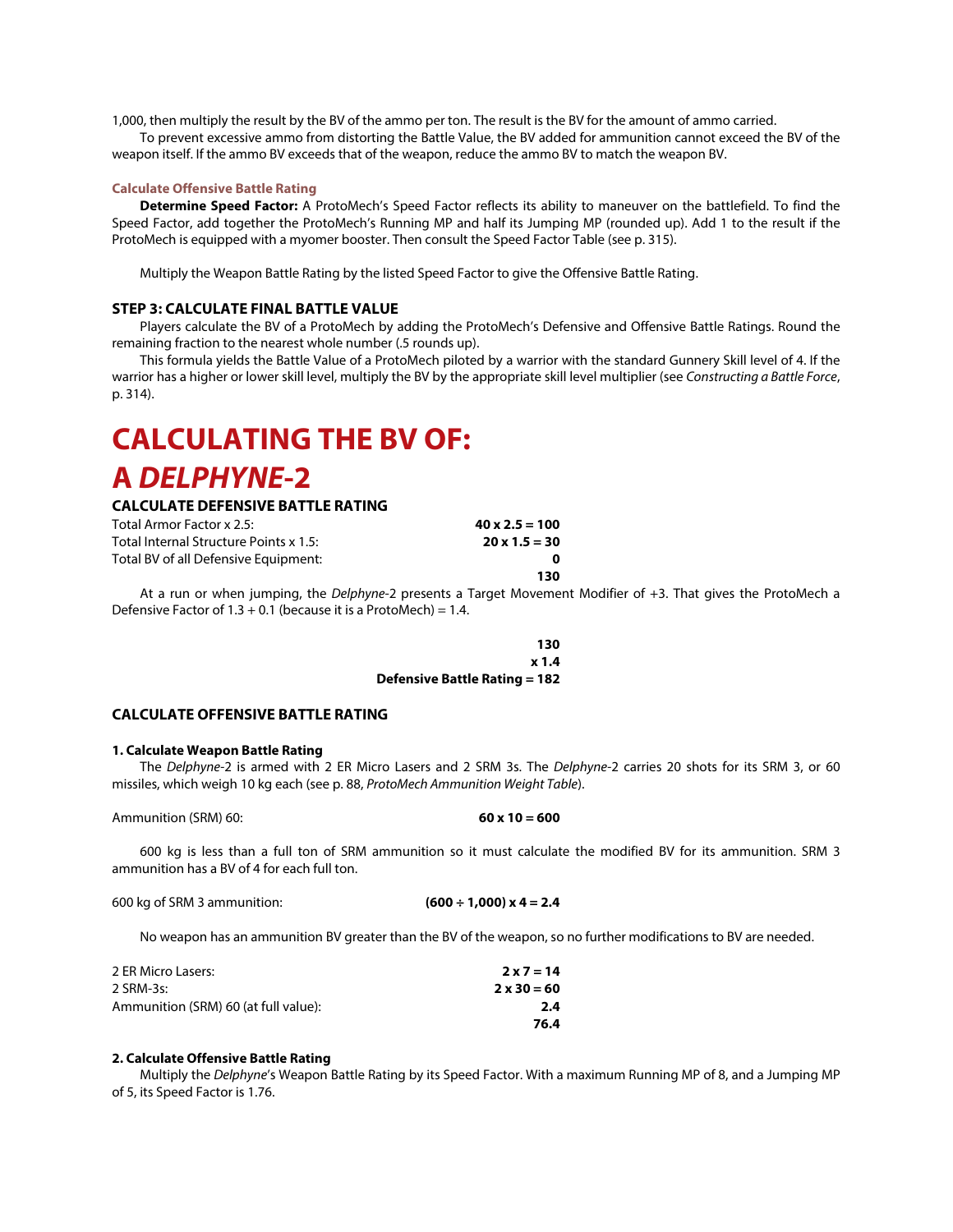1,000, then multiply the result by the BV of the ammo per ton. The result is the BV for the amount of ammo carried.

To prevent excessive ammo from distorting the Battle Value, the BV added for ammunition cannot exceed the BV of the weapon itself. If the ammo BV exceeds that of the weapon, reduce the ammo BV to match the weapon BV.

#### Calculate Offensive Battle Rating

**Determine Speed Factor:** A ProtoMech's Speed Factor reflects its ability to maneuver on the battlefield. To find the Speed Factor, add together the ProtoMech's Running MP and half its Jumping MP (rounded up). Add 1 to the result if the ProtoMech is equipped with a myomer booster. Then consult the Speed Factor Table (see p. 315).

Multiply the Weapon Battle Rating by the listed Speed Factor to give the Offensive Battle Rating.

### STEP 3: CALCULATE FINAL BATTLE VALUE

Players calculate the BV of a ProtoMech by adding the ProtoMech's Defensive and Offensive Battle Ratings. Round the remaining fraction to the nearest whole number (.5 rounds up).

This formula yields the Battle Value of a ProtoMech piloted by a warrior with the standard Gunnery Skill level of 4. If the warrior has a higher or lower skill level, multiply the BV by the appropriate skill level multiplier (see *Constructing a Battle Force*, p. 314).

# CALCULATING THE BV OF: A *DELPHYNE*-2

### CALCULATE DEFENSIVE BATTLE RATING

| | |
|---|---|
| Total Armor Factor x 2.5: | **40 x 2.5 = 100** |
| Total Internal Structure Points x 1.5: | **20 x 1.5 = 30** |
| Total BV of all Defensive Equipment: | **0** |
| | **130** |

At a run or when jumping, the *Delphyne*-2 presents a Target Movement Modifier of +3. That gives the ProtoMech a Defensive Factor of 1.3 + 0.1 (because it is a ProtoMech) = 1.4.

**130**
**x 1.4**
**Defensive Battle Rating = 182**

### CALCULATE OFFENSIVE BATTLE RATING

#### 1. Calculate Weapon Battle Rating

The *Delphyne*-2 is armed with 2 ER Micro Lasers and 2 SRM 3s. The *Delphyne*-2 carries 20 shots for its SRM 3, or 60 missiles, which weigh 10 kg each (see p. 88, *ProtoMech Ammunition Weight Table*).

| | |
|---|---|
| Ammunition (SRM) 60: | **60 x 10 = 600** |

600 kg is less than a full ton of SRM ammunition so it must calculate the modified BV for its ammunition. SRM 3 ammunition has a BV of 4 for each full ton.

| | |
|---|---|
| 600 kg of SRM 3 ammunition: | **(600 ÷ 1,000) x 4 = 2.4** |

No weapon has an ammunition BV greater than the BV of the weapon, so no further modifications to BV are needed.

| | |
|---|---|
| 2 ER Micro Lasers: | **2 x 7 = 14** |
| 2 SRM-3s: | **2 x 30 = 60** |
| Ammunition (SRM) 60 (at full value): | **2.4** |
| | **76.4** |

#### 2. Calculate Offensive Battle Rating

Multiply the *Delphyne*'s Weapon Battle Rating by its Speed Factor. With a maximum Running MP of 8, and a Jumping MP of 5, its Speed Factor is 1.76.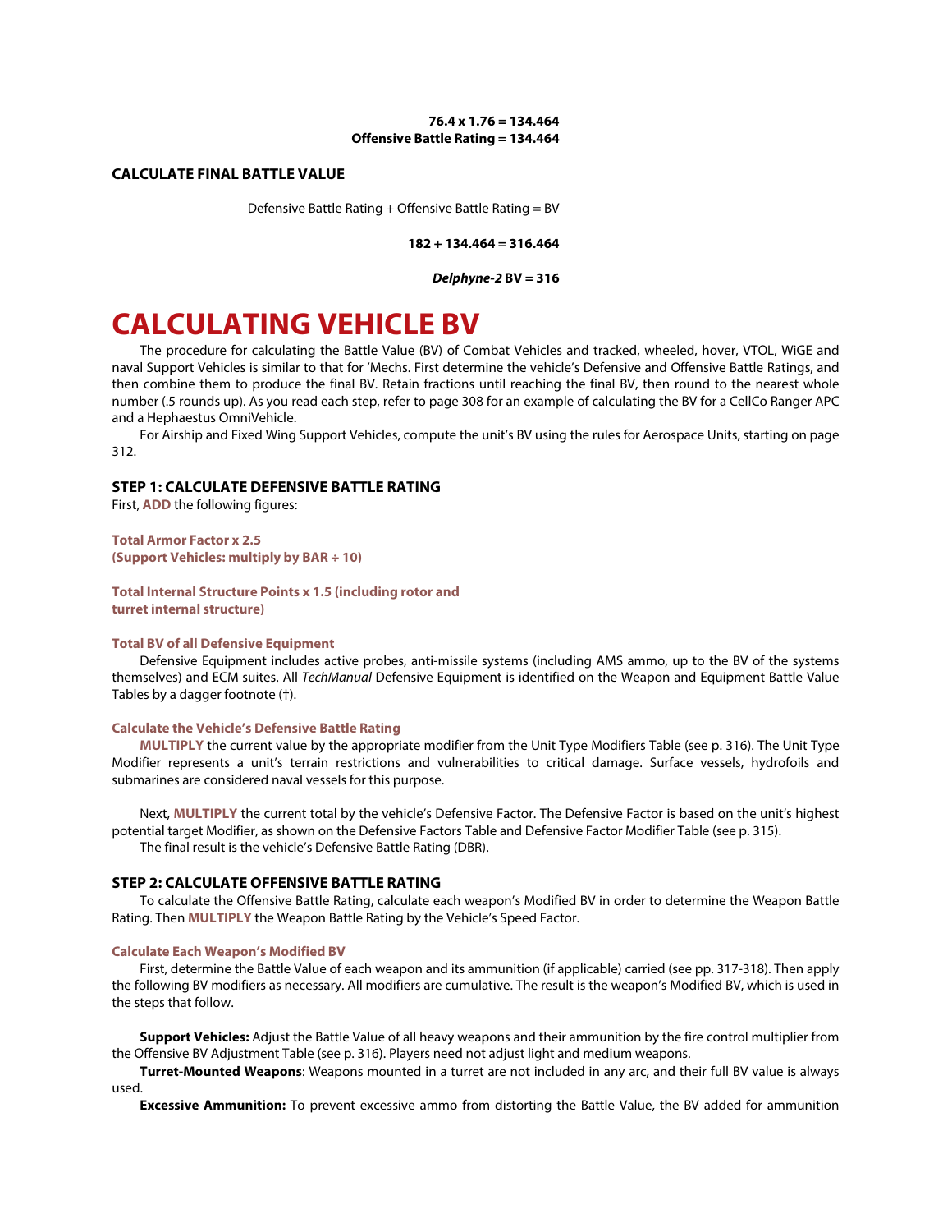**76.4 x 1.76 = 134.464**

**Offensive Battle Rating = 134.464**

### CALCULATE FINAL BATTLE VALUE

Defensive Battle Rating + Offensive Battle Rating = BV

**182 + 134.464 = 316.464**

***Delphyne-2* BV = 316**

# CALCULATING VEHICLE BV

The procedure for calculating the Battle Value (BV) of Combat Vehicles and tracked, wheeled, hover, VTOL, WiGE and naval Support Vehicles is similar to that for 'Mechs. First determine the vehicle's Defensive and Offensive Battle Ratings, and then combine them to produce the final BV. Retain fractions until reaching the final BV, then round to the nearest whole number (.5 rounds up). As you read each step, refer to page 308 for an example of calculating the BV for a CellCo Ranger APC and a Hephaestus OmniVehicle.

For Airship and Fixed Wing Support Vehicles, compute the unit's BV using the rules for Aerospace Units, starting on page 312.

## STEP 1: CALCULATE DEFENSIVE BATTLE RATING

First, **ADD** the following figures:

**Total Armor Factor x 2.5**
**(Support Vehicles: multiply by BAR ÷ 10)**

**Total Internal Structure Points x 1.5 (including rotor and turret internal structure)**

#### Total BV of all Defensive Equipment

Defensive Equipment includes active probes, anti-missile systems (including AMS ammo, up to the BV of the systems themselves) and ECM suites. All *TechManual* Defensive Equipment is identified on the Weapon and Equipment Battle Value Tables by a dagger footnote (†).

#### Calculate the Vehicle's Defensive Battle Rating

**MULTIPLY** the current value by the appropriate modifier from the Unit Type Modifiers Table (see p. 316). The Unit Type Modifier represents a unit's terrain restrictions and vulnerabilities to critical damage. Surface vessels, hydrofoils and submarines are considered naval vessels for this purpose.

Next, **MULTIPLY** the current total by the vehicle's Defensive Factor. The Defensive Factor is based on the unit's highest potential target Modifier, as shown on the Defensive Factors Table and Defensive Factor Modifier Table (see p. 315).

The final result is the vehicle's Defensive Battle Rating (DBR).

## STEP 2: CALCULATE OFFENSIVE BATTLE RATING

To calculate the Offensive Battle Rating, calculate each weapon's Modified BV in order to determine the Weapon Battle Rating. Then **MULTIPLY** the Weapon Battle Rating by the Vehicle's Speed Factor.

#### Calculate Each Weapon's Modified BV

First, determine the Battle Value of each weapon and its ammunition (if applicable) carried (see pp. 317-318). Then apply the following BV modifiers as necessary. All modifiers are cumulative. The result is the weapon's Modified BV, which is used in the steps that follow.

**Support Vehicles:** Adjust the Battle Value of all heavy weapons and their ammunition by the fire control multiplier from the Offensive BV Adjustment Table (see p. 316). Players need not adjust light and medium weapons.

**Turret-Mounted Weapons**: Weapons mounted in a turret are not included in any arc, and their full BV value is always used.

**Excessive Ammunition:** To prevent excessive ammo from distorting the Battle Value, the BV added for ammunition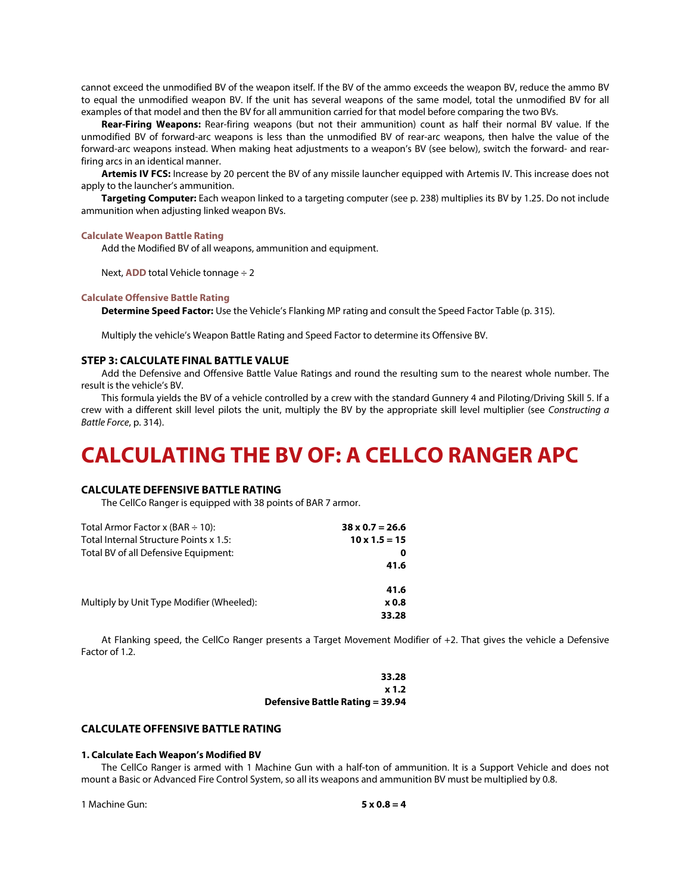cannot exceed the unmodified BV of the weapon itself. If the BV of the ammo exceeds the weapon BV, reduce the ammo BV to equal the unmodified weapon BV. If the unit has several weapons of the same model, total the unmodified BV for all examples of that model and then the BV for all ammunition carried for that model before comparing the two BVs.

**Rear-Firing Weapons:** Rear-firing weapons (but not their ammunition) count as half their normal BV value. If the unmodified BV of forward-arc weapons is less than the unmodified BV of rear-arc weapons, then halve the value of the forward-arc weapons instead. When making heat adjustments to a weapon's BV (see below), switch the forward- and rear-firing arcs in an identical manner.

**Artemis IV FCS:** Increase by 20 percent the BV of any missile launcher equipped with Artemis IV. This increase does not apply to the launcher's ammunition.

**Targeting Computer:** Each weapon linked to a targeting computer (see p. 238) multiplies its BV by 1.25. Do not include ammunition when adjusting linked weapon BVs.

#### Calculate Weapon Battle Rating

Add the Modified BV of all weapons, ammunition and equipment.

Next, **ADD** total Vehicle tonnage ÷ 2

#### Calculate Offensive Battle Rating

**Determine Speed Factor:** Use the Vehicle's Flanking MP rating and consult the Speed Factor Table (p. 315).

Multiply the vehicle's Weapon Battle Rating and Speed Factor to determine its Offensive BV.

### STEP 3: CALCULATE FINAL BATTLE VALUE

Add the Defensive and Offensive Battle Value Ratings and round the resulting sum to the nearest whole number. The result is the vehicle's BV.

This formula yields the BV of a vehicle controlled by a crew with the standard Gunnery 4 and Piloting/Driving Skill 5. If a crew with a different skill level pilots the unit, multiply the BV by the appropriate skill level multiplier (see *Constructing a Battle Force*, p. 314).

# CALCULATING THE BV OF: A CELLCO RANGER APC

### CALCULATE DEFENSIVE BATTLE RATING

The CellCo Ranger is equipped with 38 points of BAR 7 armor.

| | |
|---|---|
| Total Armor Factor x (BAR ÷ 10): | **38 x 0.7 = 26.6** |
| Total Internal Structure Points x 1.5: | **10 x 1.5 = 15** |
| Total BV of all Defensive Equipment: | **0** |
| | **41.6** |
| | |
| | **41.6** |
| Multiply by Unit Type Modifier (Wheeled): | **x 0.8** |
| | **33.28** |

At Flanking speed, the CellCo Ranger presents a Target Movement Modifier of +2. That gives the vehicle a Defensive Factor of 1.2.

**33.28**
**x 1.2**
**Defensive Battle Rating = 39.94**

### CALCULATE OFFENSIVE BATTLE RATING

#### 1. Calculate Each Weapon's Modified BV

The CellCo Ranger is armed with 1 Machine Gun with a half-ton of ammunition. It is a Support Vehicle and does not mount a Basic or Advanced Fire Control System, so all its weapons and ammunition BV must be multiplied by 0.8.

| | |
|---|---|
| 1 Machine Gun: | **5 x 0.8 = 4** |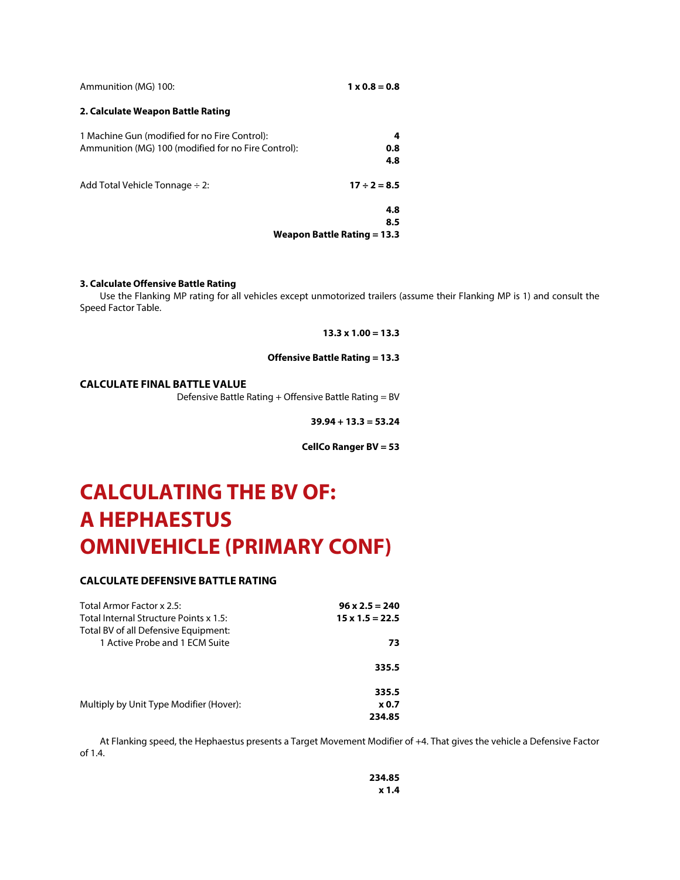Ammunition (MG) 100: **1 x 0.8 = 0.8**

**2. Calculate Weapon Battle Rating**

| | |
|---|---|
| 1 Machine Gun (modified for no Fire Control): | **4** |
| Ammunition (MG) 100 (modified for no Fire Control): | **0.8** |
| | **4.8** |

Add Total Vehicle Tonnage ÷ 2: **17 ÷ 2 = 8.5**

**4.8**
**8.5**
**Weapon Battle Rating = 13.3**

**3. Calculate Offensive Battle Rating**

Use the Flanking MP rating for all vehicles except unmotorized trailers (assume their Flanking MP is 1) and consult the Speed Factor Table.

**13.3 x 1.00 = 13.3**

**Offensive Battle Rating = 13.3**

### CALCULATE FINAL BATTLE VALUE

Defensive Battle Rating + Offensive Battle Rating = BV

**39.94 + 13.3 = 53.24**

**CellCo Ranger BV = 53**

# CALCULATING THE BV OF: A HEPHAESTUS OMNIVEHICLE (PRIMARY CONF)

### CALCULATE DEFENSIVE BATTLE RATING

| | |
|---|---|
| Total Armor Factor x 2.5: | **96 x 2.5 = 240** |
| Total Internal Structure Points x 1.5: | **15 x 1.5 = 22.5** |
| Total BV of all Defensive Equipment: | |
| 1 Active Probe and 1 ECM Suite | **73** |
| | **335.5** |

| | |
|---|---|
| | **335.5** |
| Multiply by Unit Type Modifier (Hover): | **x 0.7** |
| | **234.85** |

At Flanking speed, the Hephaestus presents a Target Movement Modifier of +4. That gives the vehicle a Defensive Factor of 1.4.

**234.85**
**x 1.4**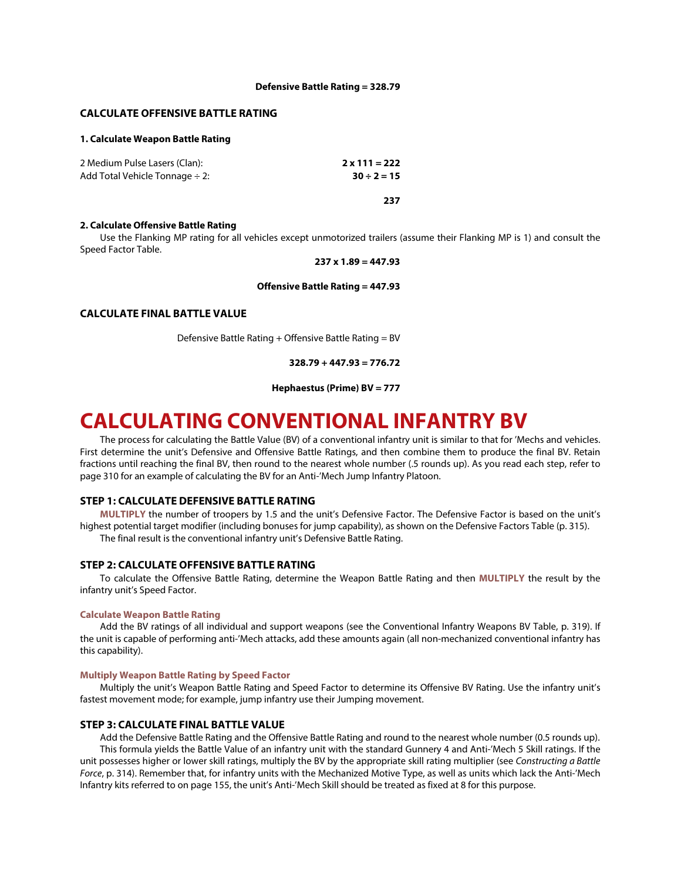**Defensive Battle Rating = 328.79**

### CALCULATE OFFENSIVE BATTLE RATING

#### 1. Calculate Weapon Battle Rating

| | |
|---|---|
| 2 Medium Pulse Lasers (Clan): | **2 x 111 = 222** |
| Add Total Vehicle Tonnage ÷ 2: | **30 ÷ 2 = 15** |
| | **237** |

#### 2. Calculate Offensive Battle Rating

Use the Flanking MP rating for all vehicles except unmotorized trailers (assume their Flanking MP is 1) and consult the Speed Factor Table.

**237 x 1.89 = 447.93**

**Offensive Battle Rating = 447.93**

### CALCULATE FINAL BATTLE VALUE

Defensive Battle Rating + Offensive Battle Rating = BV

**328.79 + 447.93 = 776.72**

**Hephaestus (Prime) BV = 777**

# CALCULATING CONVENTIONAL INFANTRY BV

The process for calculating the Battle Value (BV) of a conventional infantry unit is similar to that for 'Mechs and vehicles. First determine the unit's Defensive and Offensive Battle Ratings, and then combine them to produce the final BV. Retain fractions until reaching the final BV, then round to the nearest whole number (.5 rounds up). As you read each step, refer to page 310 for an example of calculating the BV for an Anti-'Mech Jump Infantry Platoon.

### STEP 1: CALCULATE DEFENSIVE BATTLE RATING

**MULTIPLY** the number of troopers by 1.5 and the unit's Defensive Factor. The Defensive Factor is based on the unit's highest potential target modifier (including bonuses for jump capability), as shown on the Defensive Factors Table (p. 315).

The final result is the conventional infantry unit's Defensive Battle Rating.

### STEP 2: CALCULATE OFFENSIVE BATTLE RATING

To calculate the Offensive Battle Rating, determine the Weapon Battle Rating and then **MULTIPLY** the result by the infantry unit's Speed Factor.

#### Calculate Weapon Battle Rating

Add the BV ratings of all individual and support weapons (see the Conventional Infantry Weapons BV Table, p. 319). If the unit is capable of performing anti-'Mech attacks, add these amounts again (all non-mechanized conventional infantry has this capability).

#### Multiply Weapon Battle Rating by Speed Factor

Multiply the unit's Weapon Battle Rating and Speed Factor to determine its Offensive BV Rating. Use the infantry unit's fastest movement mode; for example, jump infantry use their Jumping movement.

### STEP 3: CALCULATE FINAL BATTLE VALUE

Add the Defensive Battle Rating and the Offensive Battle Rating and round to the nearest whole number (0.5 rounds up).

This formula yields the Battle Value of an infantry unit with the standard Gunnery 4 and Anti-'Mech 5 Skill ratings. If the unit possesses higher or lower skill ratings, multiply the BV by the appropriate skill rating multiplier (see *Constructing a Battle Force*, p. 314). Remember that, for infantry units with the Mechanized Motive Type, as well as units which lack the Anti-'Mech Infantry kits referred to on page 155, the unit's Anti-'Mech Skill should be treated as fixed at 8 for this purpose.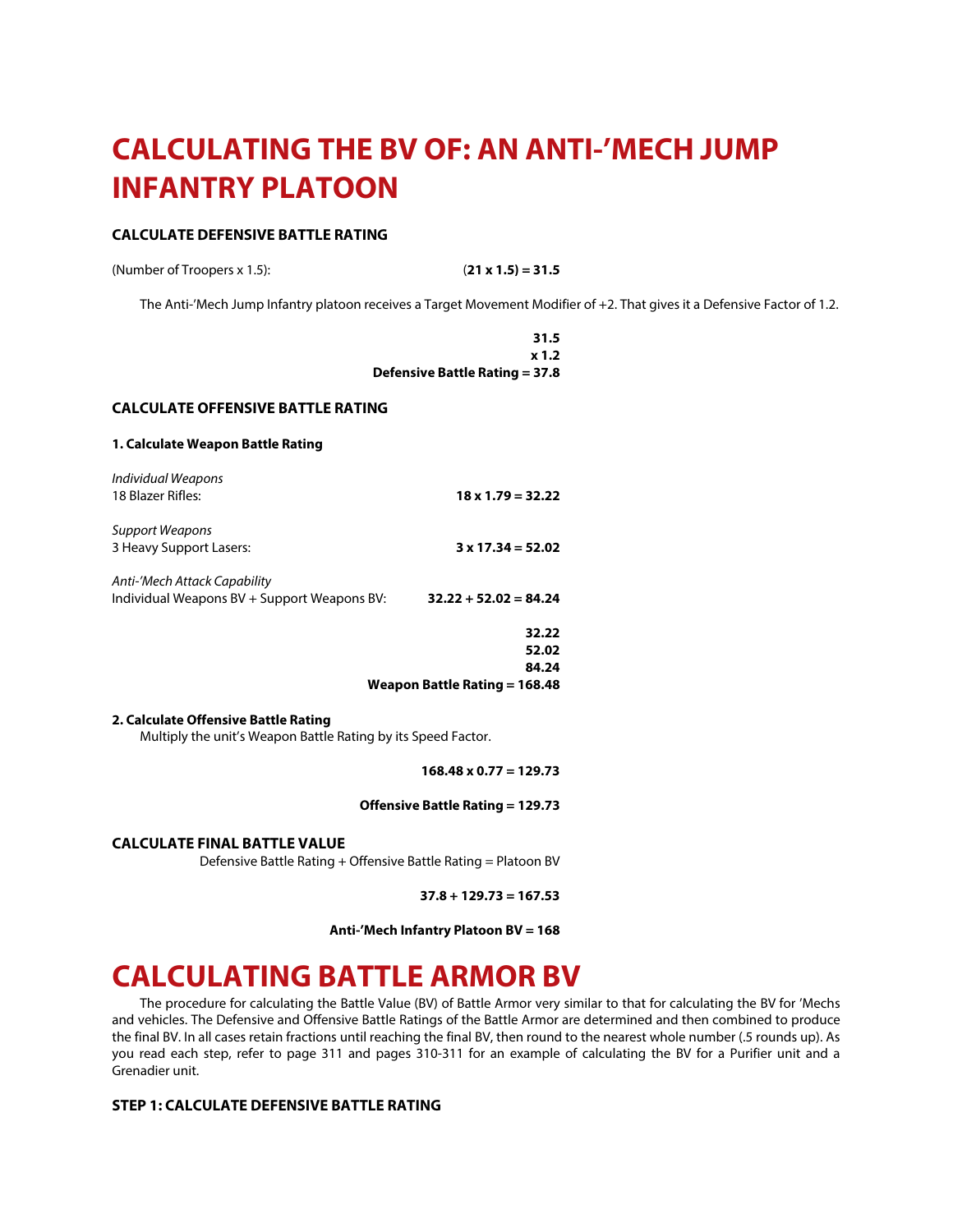# CALCULATING THE BV OF: AN ANTI-'MECH JUMP INFANTRY PLATOON

### CALCULATE DEFENSIVE BATTLE RATING

(Number of Troopers x 1.5): **(21 x 1.5) = 31.5**

The Anti-'Mech Jump Infantry platoon receives a Target Movement Modifier of +2. That gives it a Defensive Factor of 1.2.

**31.5**
**x 1.2**
**Defensive Battle Rating = 37.8**

### CALCULATE OFFENSIVE BATTLE RATING

**1. Calculate Weapon Battle Rating**

*Individual Weapons*
18 Blazer Rifles: **18 x 1.79 = 32.22**

*Support Weapons*
3 Heavy Support Lasers: **3 x 17.34 = 52.02**

*Anti-'Mech Attack Capability*
Individual Weapons BV + Support Weapons BV: **32.22 + 52.02 = 84.24**

**32.22**
**52.02**
**84.24**
**Weapon Battle Rating = 168.48**

**2. Calculate Offensive Battle Rating**

Multiply the unit's Weapon Battle Rating by its Speed Factor.

**168.48 x 0.77 = 129.73**

**Offensive Battle Rating = 129.73**

### CALCULATE FINAL BATTLE VALUE

Defensive Battle Rating + Offensive Battle Rating = Platoon BV

**37.8 + 129.73 = 167.53**

**Anti-'Mech Infantry Platoon BV = 168**

# CALCULATING BATTLE ARMOR BV

The procedure for calculating the Battle Value (BV) of Battle Armor very similar to that for calculating the BV for 'Mechs and vehicles. The Defensive and Offensive Battle Ratings of the Battle Armor are determined and then combined to produce the final BV. In all cases retain fractions until reaching the final BV, then round to the nearest whole number (.5 rounds up). As you read each step, refer to page 311 and pages 310-311 for an example of calculating the BV for a Purifier unit and a Grenadier unit.

### STEP 1: CALCULATE DEFENSIVE BATTLE RATING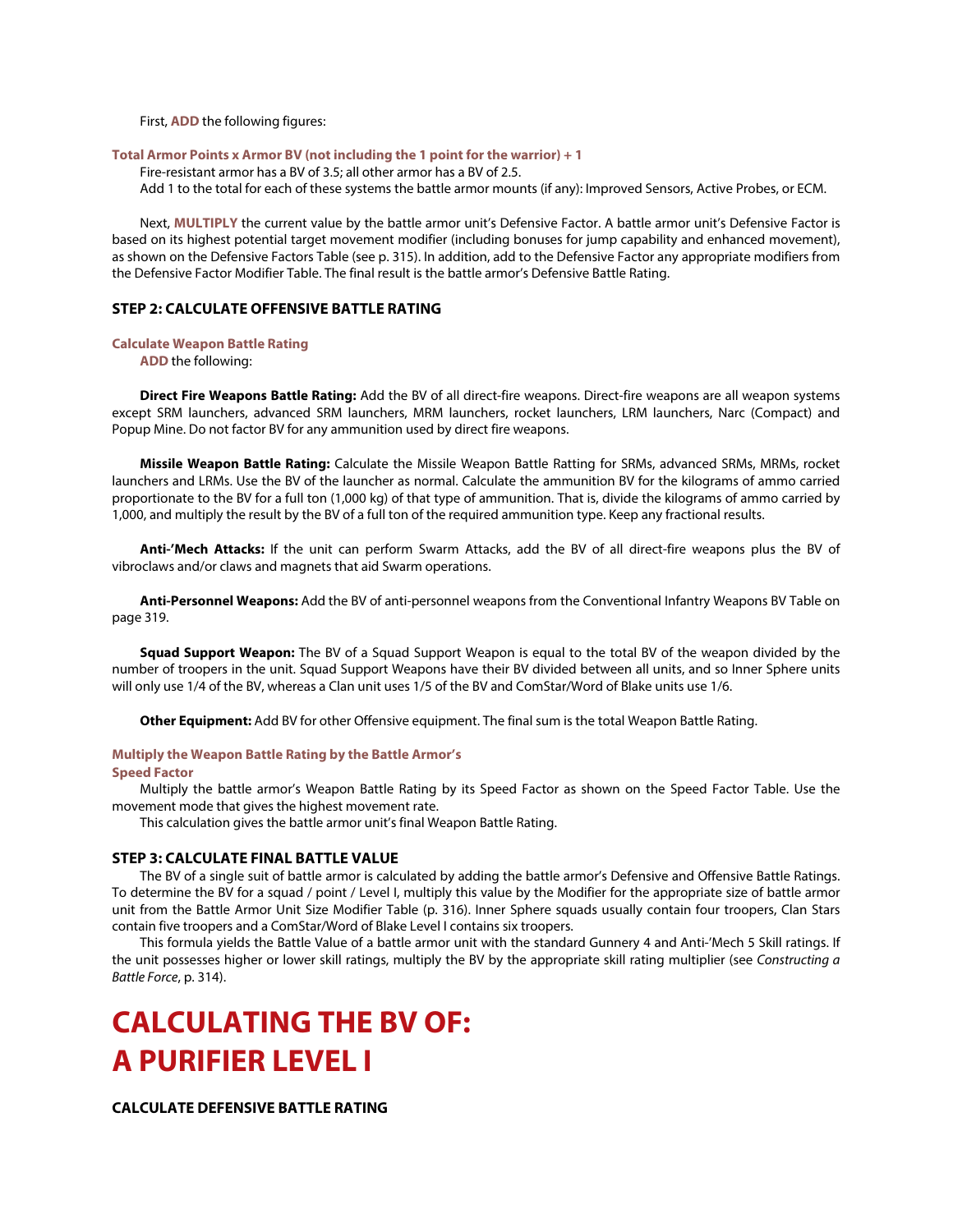First, **ADD** the following figures:

**Total Armor Points x Armor BV (not including the 1 point for the warrior) + 1**

Fire-resistant armor has a BV of 3.5; all other armor has a BV of 2.5.

Add 1 to the total for each of these systems the battle armor mounts (if any): Improved Sensors, Active Probes, or ECM.

Next, **MULTIPLY** the current value by the battle armor unit's Defensive Factor. A battle armor unit's Defensive Factor is based on its highest potential target movement modifier (including bonuses for jump capability and enhanced movement), as shown on the Defensive Factors Table (see p. 315). In addition, add to the Defensive Factor any appropriate modifiers from the Defensive Factor Modifier Table. The final result is the battle armor's Defensive Battle Rating.

### STEP 2: CALCULATE OFFENSIVE BATTLE RATING

**Calculate Weapon Battle Rating**

**ADD** the following:

**Direct Fire Weapons Battle Rating:** Add the BV of all direct-fire weapons. Direct-fire weapons are all weapon systems except SRM launchers, advanced SRM launchers, MRM launchers, rocket launchers, LRM launchers, Narc (Compact) and Popup Mine. Do not factor BV for any ammunition used by direct fire weapons.

**Missile Weapon Battle Rating:** Calculate the Missile Weapon Battle Ratting for SRMs, advanced SRMs, MRMs, rocket launchers and LRMs. Use the BV of the launcher as normal. Calculate the ammunition BV for the kilograms of ammo carried proportionate to the BV for a full ton (1,000 kg) of that type of ammunition. That is, divide the kilograms of ammo carried by 1,000, and multiply the result by the BV of a full ton of the required ammunition type. Keep any fractional results.

**Anti-'Mech Attacks:** If the unit can perform Swarm Attacks, add the BV of all direct-fire weapons plus the BV of vibroclaws and/or claws and magnets that aid Swarm operations.

**Anti-Personnel Weapons:** Add the BV of anti-personnel weapons from the Conventional Infantry Weapons BV Table on page 319.

**Squad Support Weapon:** The BV of a Squad Support Weapon is equal to the total BV of the weapon divided by the number of troopers in the unit. Squad Support Weapons have their BV divided between all units, and so Inner Sphere units will only use 1/4 of the BV, whereas a Clan unit uses 1/5 of the BV and ComStar/Word of Blake units use 1/6.

**Other Equipment:** Add BV for other Offensive equipment. The final sum is the total Weapon Battle Rating.

**Multiply the Weapon Battle Rating by the Battle Armor's Speed Factor**

Multiply the battle armor's Weapon Battle Rating by its Speed Factor as shown on the Speed Factor Table. Use the movement mode that gives the highest movement rate.

This calculation gives the battle armor unit's final Weapon Battle Rating.

### STEP 3: CALCULATE FINAL BATTLE VALUE

The BV of a single suit of battle armor is calculated by adding the battle armor's Defensive and Offensive Battle Ratings. To determine the BV for a squad / point / Level I, multiply this value by the Modifier for the appropriate size of battle armor unit from the Battle Armor Unit Size Modifier Table (p. 316). Inner Sphere squads usually contain four troopers, Clan Stars contain five troopers and a ComStar/Word of Blake Level I contains six troopers.

This formula yields the Battle Value of a battle armor unit with the standard Gunnery 4 and Anti-'Mech 5 Skill ratings. If the unit possesses higher or lower skill ratings, multiply the BV by the appropriate skill rating multiplier (see *Constructing a Battle Force*, p. 314).

# CALCULATING THE BV OF: A PURIFIER LEVEL I

### CALCULATE DEFENSIVE BATTLE RATING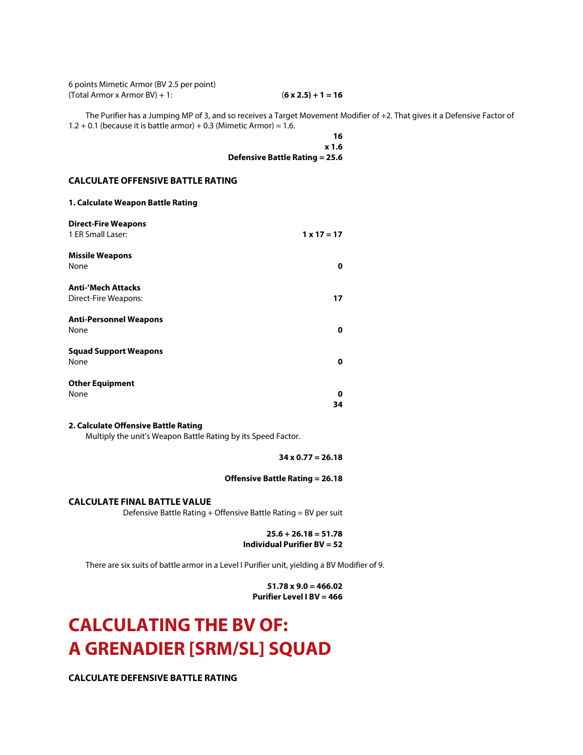6 points Mimetic Armor (BV 2.5 per point)
(Total Armor x Armor BV) + 1: **(6 x 2.5) + 1 = 16**

The Purifier has a Jumping MP of 3, and so receives a Target Movement Modifier of +2. That gives it a Defensive Factor of 1.2 + 0.1 (because it is battle armor) + 0.3 (Mimetic Armor) = 1.6.

**16**
**x 1.6**
**Defensive Battle Rating = 25.6**

### CALCULATE OFFENSIVE BATTLE RATING

**1. Calculate Weapon Battle Rating**

**Direct-Fire Weapons**
1 ER Small Laser: **1 x 17 = 17**

**Missile Weapons**
None **0**

**Anti-'Mech Attacks**
Direct-Fire Weapons: **17**

**Anti-Personnel Weapons**
None **0**

**Squad Support Weapons**
None **0**

**Other Equipment**
None **0**
**34**

**2. Calculate Offensive Battle Rating**

Multiply the unit's Weapon Battle Rating by its Speed Factor.

**34 x 0.77 = 26.18**

**Offensive Battle Rating = 26.18**

### CALCULATE FINAL BATTLE VALUE

Defensive Battle Rating + Offensive Battle Rating = BV per suit

**25.6 + 26.18 = 51.78**
**Individual Purifier BV = 52**

There are six suits of battle armor in a Level I Purifier unit, yielding a BV Modifier of 9.

**51.78 x 9.0 = 466.02**
**Purifier Level I BV = 466**

# CALCULATING THE BV OF: A GRENADIER [SRM/SL] SQUAD

### CALCULATE DEFENSIVE BATTLE RATING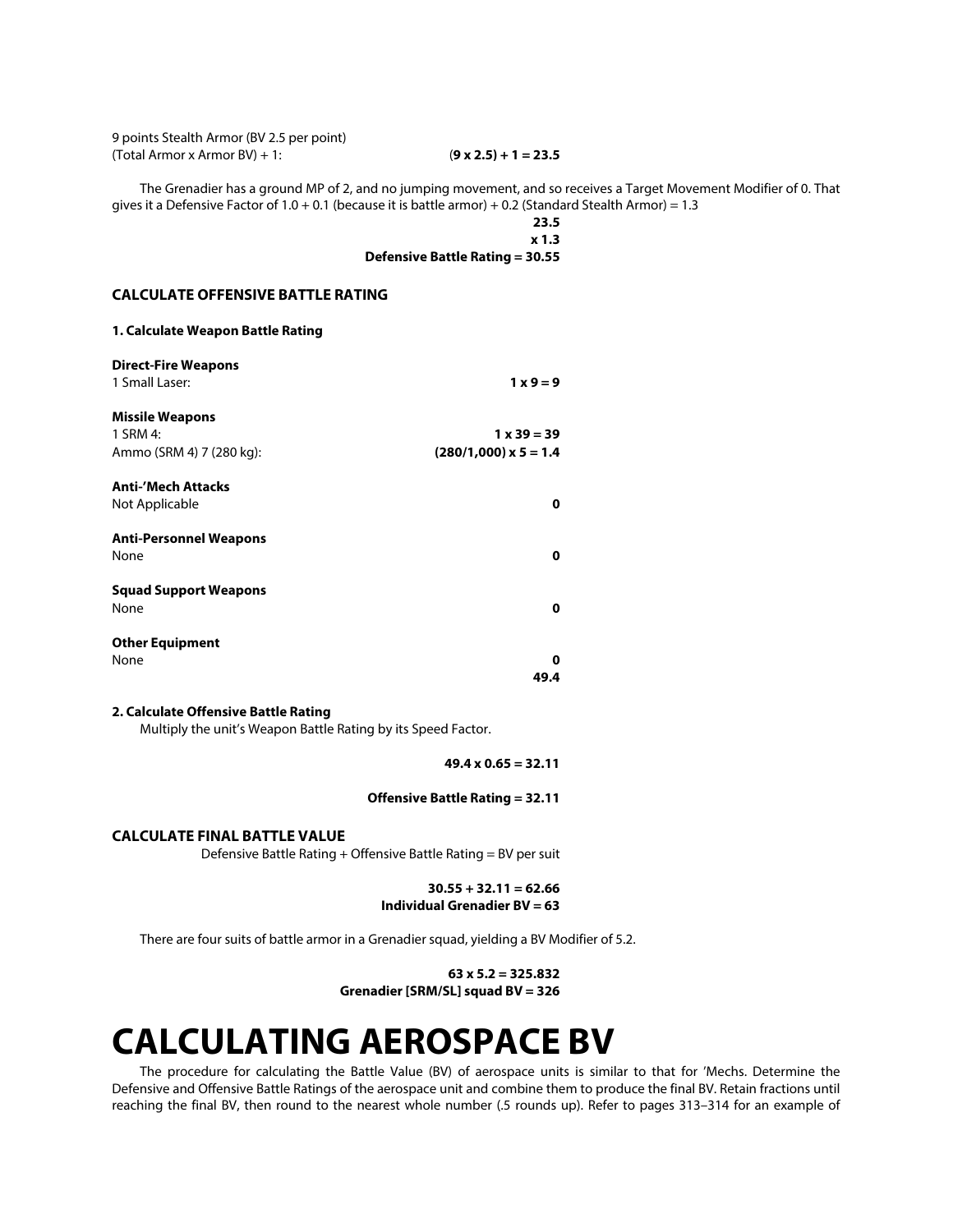9 points Stealth Armor (BV 2.5 per point)

| | |
|---|---|
| (Total Armor x Armor BV) + 1: | **(9 x 2.5) + 1 = 23.5** |

The Grenadier has a ground MP of 2, and no jumping movement, and so receives a Target Movement Modifier of 0. That gives it a Defensive Factor of 1.0 + 0.1 (because it is battle armor) + 0.2 (Standard Stealth Armor) = 1.3

**23.5**
**x 1.3**
**Defensive Battle Rating = 30.55**

### CALCULATE OFFENSIVE BATTLE RATING

#### 1. Calculate Weapon Battle Rating

| | |
|---|---|
| **Direct-Fire Weapons** | |
| 1 Small Laser: | **1 x 9 = 9** |
| **Missile Weapons** | |
| 1 SRM 4: | **1 x 39 = 39** |
| Ammo (SRM 4) 7 (280 kg): | **(280/1,000) x 5 = 1.4** |
| **Anti-'Mech Attacks** | |
| Not Applicable | **0** |
| **Anti-Personnel Weapons** | |
| None | **0** |
| **Squad Support Weapons** | |
| None | **0** |
| **Other Equipment** | |
| None | **0** |
| | **49.4** |

#### 2. Calculate Offensive Battle Rating

Multiply the unit's Weapon Battle Rating by its Speed Factor.

**49.4 x 0.65 = 32.11**

**Offensive Battle Rating = 32.11**

### CALCULATE FINAL BATTLE VALUE

Defensive Battle Rating + Offensive Battle Rating = BV per suit

**30.55 + 32.11 = 62.66**
**Individual Grenadier BV = 63**

There are four suits of battle armor in a Grenadier squad, yielding a BV Modifier of 5.2.

**63 x 5.2 = 325.832**
**Grenadier [SRM/SL] squad BV = 326**

# CALCULATING AEROSPACE BV

The procedure for calculating the Battle Value (BV) of aerospace units is similar to that for 'Mechs. Determine the Defensive and Offensive Battle Ratings of the aerospace unit and combine them to produce the final BV. Retain fractions until reaching the final BV, then round to the nearest whole number (.5 rounds up). Refer to pages 313–314 for an example of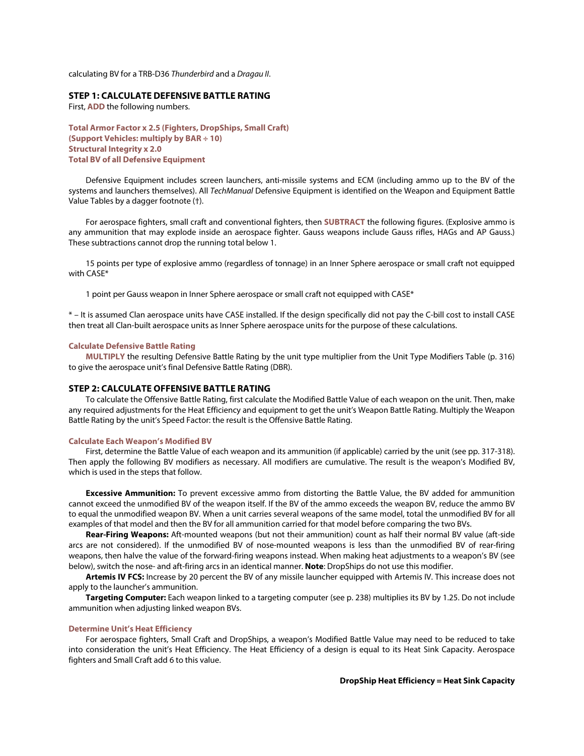calculating BV for a TRB-D36 *Thunderbird* and a *Dragau II*.

## STEP 1: CALCULATE DEFENSIVE BATTLE RATING

First, **ADD** the following numbers.

**Total Armor Factor x 2.5 (Fighters, DropShips, Small Craft)**
**(Support Vehicles: multiply by BAR ÷ 10)**
**Structural Integrity x 2.0**
**Total BV of all Defensive Equipment**

Defensive Equipment includes screen launchers, anti-missile systems and ECM (including ammo up to the BV of the systems and launchers themselves). All *TechManual* Defensive Equipment is identified on the Weapon and Equipment Battle Value Tables by a dagger footnote (†).

For aerospace fighters, small craft and conventional fighters, then **SUBTRACT** the following figures. (Explosive ammo is any ammunition that may explode inside an aerospace fighter. Gauss weapons include Gauss rifles, HAGs and AP Gauss.) These subtractions cannot drop the running total below 1.

15 points per type of explosive ammo (regardless of tonnage) in an Inner Sphere aerospace or small craft not equipped with CASE*

1 point per Gauss weapon in Inner Sphere aerospace or small craft not equipped with CASE*

* – It is assumed Clan aerospace units have CASE installed. If the design specifically did not pay the C-bill cost to install CASE then treat all Clan-built aerospace units as Inner Sphere aerospace units for the purpose of these calculations.

### Calculate Defensive Battle Rating

**MULTIPLY** the resulting Defensive Battle Rating by the unit type multiplier from the Unit Type Modifiers Table (p. 316) to give the aerospace unit's final Defensive Battle Rating (DBR).

## STEP 2: CALCULATE OFFENSIVE BATTLE RATING

To calculate the Offensive Battle Rating, first calculate the Modified Battle Value of each weapon on the unit. Then, make any required adjustments for the Heat Efficiency and equipment to get the unit's Weapon Battle Rating. Multiply the Weapon Battle Rating by the unit's Speed Factor: the result is the Offensive Battle Rating.

### Calculate Each Weapon's Modified BV

First, determine the Battle Value of each weapon and its ammunition (if applicable) carried by the unit (see pp. 317-318). Then apply the following BV modifiers as necessary. All modifiers are cumulative. The result is the weapon's Modified BV, which is used in the steps that follow.

**Excessive Ammunition:** To prevent excessive ammo from distorting the Battle Value, the BV added for ammunition cannot exceed the unmodified BV of the weapon itself. If the BV of the ammo exceeds the weapon BV, reduce the ammo BV to equal the unmodified weapon BV. When a unit carries several weapons of the same model, total the unmodified BV for all examples of that model and then the BV for all ammunition carried for that model before comparing the two BVs.

**Rear-Firing Weapons:** Aft-mounted weapons (but not their ammunition) count as half their normal BV value (aft-side arcs are not considered). If the unmodified BV of nose-mounted weapons is less than the unmodified BV of rear-firing weapons, then halve the value of the forward-firing weapons instead. When making heat adjustments to a weapon's BV (see below), switch the nose- and aft-firing arcs in an identical manner. **Note**: DropShips do not use this modifier.

**Artemis IV FCS:** Increase by 20 percent the BV of any missile launcher equipped with Artemis IV. This increase does not apply to the launcher's ammunition.

**Targeting Computer:** Each weapon linked to a targeting computer (see p. 238) multiplies its BV by 1.25. Do not include ammunition when adjusting linked weapon BVs.

### Determine Unit's Heat Efficiency

For aerospace fighters, Small Craft and DropShips, a weapon's Modified Battle Value may need to be reduced to take into consideration the unit's Heat Efficiency. The Heat Efficiency of a design is equal to its Heat Sink Capacity. Aerospace fighters and Small Craft add 6 to this value.

**DropShip Heat Efficiency = Heat Sink Capacity**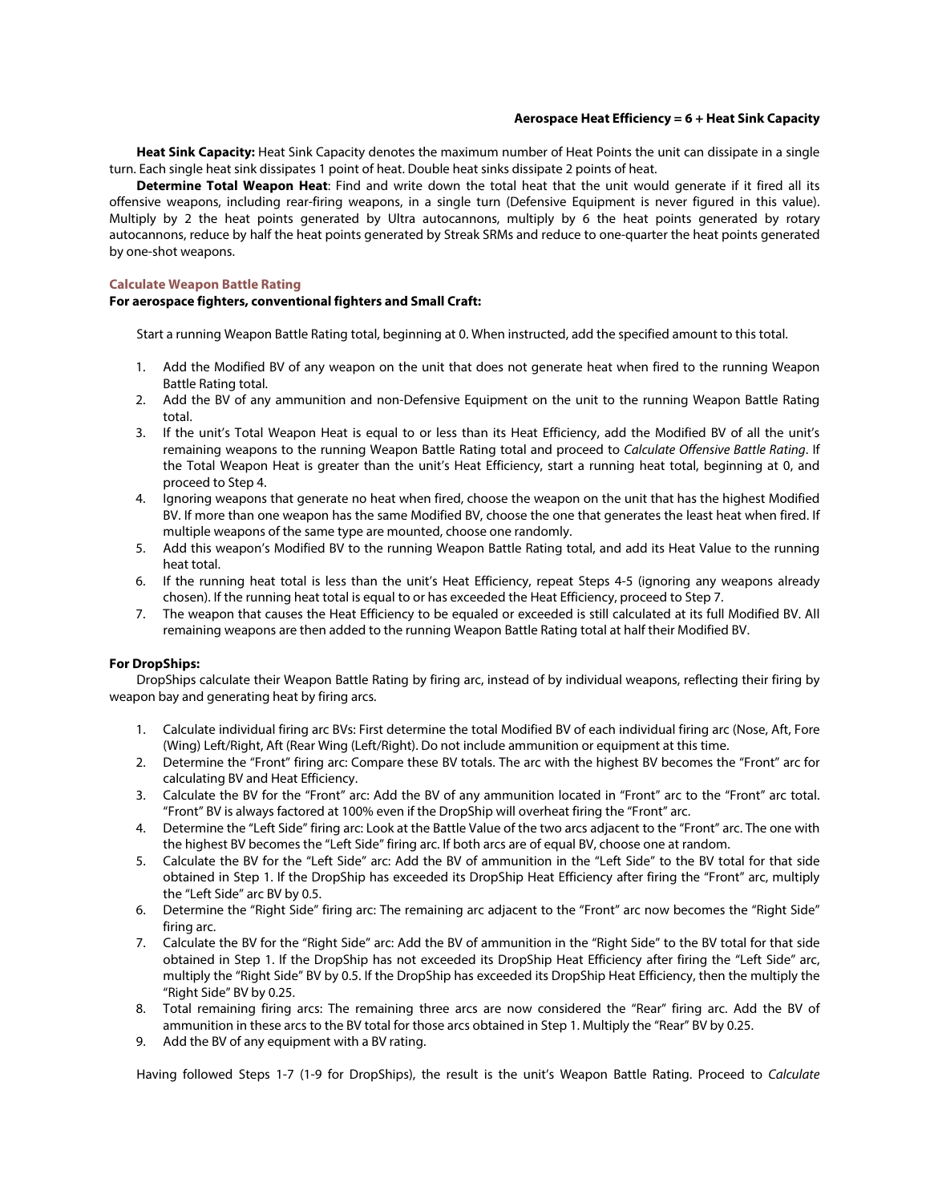**Aerospace Heat Efficiency = 6 + Heat Sink Capacity**

**Heat Sink Capacity:** Heat Sink Capacity denotes the maximum number of Heat Points the unit can dissipate in a single turn. Each single heat sink dissipates 1 point of heat. Double heat sinks dissipate 2 points of heat.

**Determine Total Weapon Heat**: Find and write down the total heat that the unit would generate if it fired all its offensive weapons, including rear-firing weapons, in a single turn (Defensive Equipment is never figured in this value). Multiply by 2 the heat points generated by Ultra autocannons, multiply by 6 the heat points generated by rotary autocannons, reduce by half the heat points generated by Streak SRMs and reduce to one-quarter the heat points generated by one-shot weapons.

### Calculate Weapon Battle Rating

**For aerospace fighters, conventional fighters and Small Craft:**

Start a running Weapon Battle Rating total, beginning at 0. When instructed, add the specified amount to this total.

1. Add the Modified BV of any weapon on the unit that does not generate heat when fired to the running Weapon Battle Rating total.
2. Add the BV of any ammunition and non-Defensive Equipment on the unit to the running Weapon Battle Rating total.
3. If the unit's Total Weapon Heat is equal to or less than its Heat Efficiency, add the Modified BV of all the unit's remaining weapons to the running Weapon Battle Rating total and proceed to *Calculate Offensive Battle Rating*. If the Total Weapon Heat is greater than the unit's Heat Efficiency, start a running heat total, beginning at 0, and proceed to Step 4.
4. Ignoring weapons that generate no heat when fired, choose the weapon on the unit that has the highest Modified BV. If more than one weapon has the same Modified BV, choose the one that generates the least heat when fired. If multiple weapons of the same type are mounted, choose one randomly.
5. Add this weapon's Modified BV to the running Weapon Battle Rating total, and add its Heat Value to the running heat total.
6. If the running heat total is less than the unit's Heat Efficiency, repeat Steps 4-5 (ignoring any weapons already chosen). If the running heat total is equal to or has exceeded the Heat Efficiency, proceed to Step 7.
7. The weapon that causes the Heat Efficiency to be equaled or exceeded is still calculated at its full Modified BV. All remaining weapons are then added to the running Weapon Battle Rating total at half their Modified BV.

**For DropShips:**

DropShips calculate their Weapon Battle Rating by firing arc, instead of by individual weapons, reflecting their firing by weapon bay and generating heat by firing arcs.

1. Calculate individual firing arc BVs: First determine the total Modified BV of each individual firing arc (Nose, Aft, Fore (Wing) Left/Right, Aft (Rear Wing (Left/Right). Do not include ammunition or equipment at this time.
2. Determine the "Front" firing arc: Compare these BV totals. The arc with the highest BV becomes the "Front" arc for calculating BV and Heat Efficiency.
3. Calculate the BV for the "Front" arc: Add the BV of any ammunition located in "Front" arc to the "Front" arc total. "Front" BV is always factored at 100% even if the DropShip will overheat firing the "Front" arc.
4. Determine the "Left Side" firing arc: Look at the Battle Value of the two arcs adjacent to the "Front" arc. The one with the highest BV becomes the "Left Side" firing arc. If both arcs are of equal BV, choose one at random.
5. Calculate the BV for the "Left Side" arc: Add the BV of ammunition in the "Left Side" to the BV total for that side obtained in Step 1. If the DropShip has exceeded its DropShip Heat Efficiency after firing the "Front" arc, multiply the "Left Side" arc BV by 0.5.
6. Determine the "Right Side" firing arc: The remaining arc adjacent to the "Front" arc now becomes the "Right Side" firing arc.
7. Calculate the BV for the "Right Side" arc: Add the BV of ammunition in the "Right Side" to the BV total for that side obtained in Step 1. If the DropShip has not exceeded its DropShip Heat Efficiency after firing the "Left Side" arc, multiply the "Right Side" BV by 0.5. If the DropShip has exceeded its DropShip Heat Efficiency, then the multiply the "Right Side" BV by 0.25.
8. Total remaining firing arcs: The remaining three arcs are now considered the "Rear" firing arc. Add the BV of ammunition in these arcs to the BV total for those arcs obtained in Step 1. Multiply the "Rear" BV by 0.25.
9. Add the BV of any equipment with a BV rating.

Having followed Steps 1-7 (1-9 for DropShips), the result is the unit's Weapon Battle Rating. Proceed to *Calculate*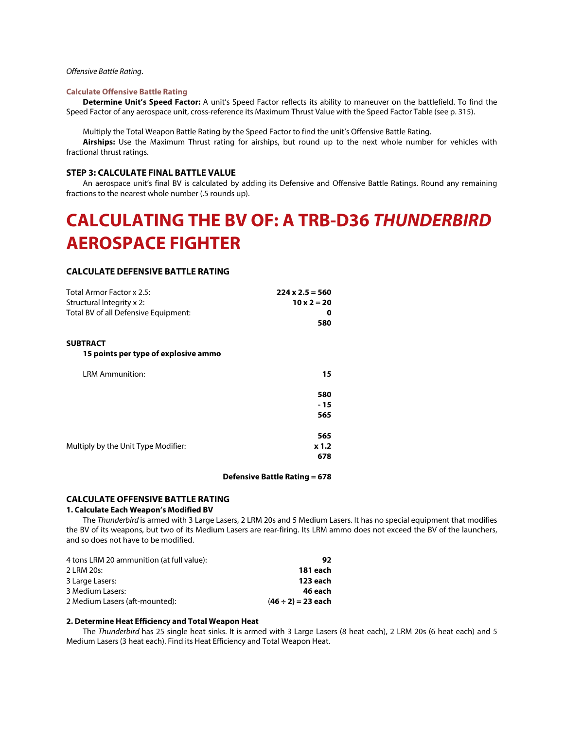*Offensive Battle Rating*.

#### Calculate Offensive Battle Rating

**Determine Unit's Speed Factor:** A unit's Speed Factor reflects its ability to maneuver on the battlefield. To find the Speed Factor of any aerospace unit, cross-reference its Maximum Thrust Value with the Speed Factor Table (see p. 315).

Multiply the Total Weapon Battle Rating by the Speed Factor to find the unit's Offensive Battle Rating.

**Airships:** Use the Maximum Thrust rating for airships, but round up to the next whole number for vehicles with fractional thrust ratings.

### STEP 3: CALCULATE FINAL BATTLE VALUE

An aerospace unit's final BV is calculated by adding its Defensive and Offensive Battle Ratings. Round any remaining fractions to the nearest whole number (.5 rounds up).

# CALCULATING THE BV OF: A TRB-D36 *THUNDERBIRD* AEROSPACE FIGHTER

### CALCULATE DEFENSIVE BATTLE RATING

| | |
|---|---|
| Total Armor Factor x 2.5: | **224 x 2.5 = 560** |
| Structural Integrity x 2: | **10 x 2 = 20** |
| Total BV of all Defensive Equipment: | **0** |
| | **580** |

**SUBTRACT**

**15 points per type of explosive ammo**

| | |
|---|---|
| LRM Ammunition: | **15** |
| | **580** |
| | **- 15** |
| | **565** |
| | **565** |
| Multiply by the Unit Type Modifier: | **x 1.2** |
| | **678** |

**Defensive Battle Rating = 678**

### CALCULATE OFFENSIVE BATTLE RATING

#### 1. Calculate Each Weapon's Modified BV

The *Thunderbird* is armed with 3 Large Lasers, 2 LRM 20s and 5 Medium Lasers. It has no special equipment that modifies the BV of its weapons, but two of its Medium Lasers are rear-firing. Its LRM ammo does not exceed the BV of the launchers, and so does not have to be modified.

| | |
|---|---|
| 4 tons LRM 20 ammunition (at full value): | **92** |
| 2 LRM 20s: | **181 each** |
| 3 Large Lasers: | **123 each** |
| 3 Medium Lasers: | **46 each** |
| 2 Medium Lasers (aft-mounted): | **(46 ÷ 2) = 23 each** |

#### 2. Determine Heat Efficiency and Total Weapon Heat

The *Thunderbird* has 25 single heat sinks. It is armed with 3 Large Lasers (8 heat each), 2 LRM 20s (6 heat each) and 5 Medium Lasers (3 heat each). Find its Heat Efficiency and Total Weapon Heat.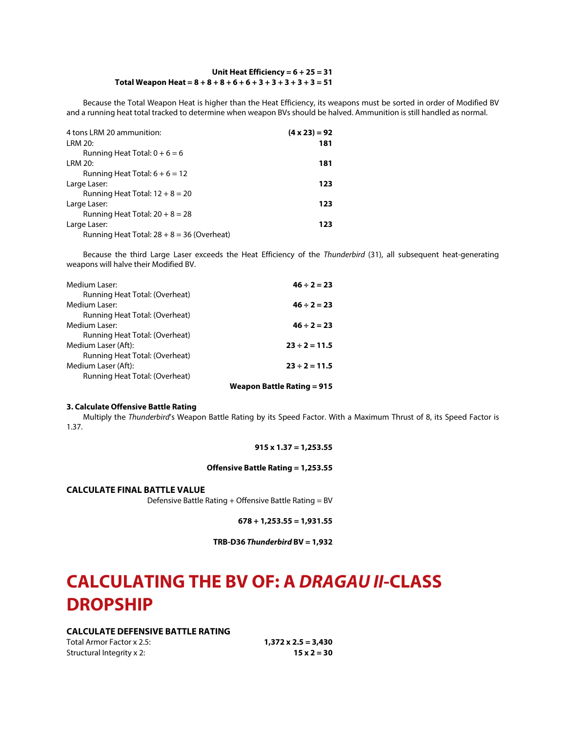**Unit Heat Efficiency = 6 + 25 = 31**
**Total Weapon Heat = 8 + 8 + 8 + 6 + 6 + 3 + 3 + 3 + 3 + 3 = 51**

Because the Total Weapon Heat is higher than the Heat Efficiency, its weapons must be sorted in order of Modified BV and a running heat total tracked to determine when weapon BVs should be halved. Ammunition is still handled as normal.

| | |
|---|---|
| 4 tons LRM 20 ammunition: | **(4 x 23) = 92** |
| LRM 20: | **181** |
| Running Heat Total: 0 + 6 = 6 | |
| LRM 20: | **181** |
| Running Heat Total: 6 + 6 = 12 | |
| Large Laser: | **123** |
| Running Heat Total: 12 + 8 = 20 | |
| Large Laser: | **123** |
| Running Heat Total: 20 + 8 = 28 | |
| Large Laser: | **123** |
| Running Heat Total: 28 + 8 = 36 (Overheat) | |

Because the third Large Laser exceeds the Heat Efficiency of the *Thunderbird* (31), all subsequent heat-generating weapons will halve their Modified BV.

| | |
|---|---|
| Medium Laser: | **46 ÷ 2 = 23** |
| Running Heat Total: (Overheat) | |
| Medium Laser: | **46 ÷ 2 = 23** |
| Running Heat Total: (Overheat) | |
| Medium Laser: | **46 ÷ 2 = 23** |
| Running Heat Total: (Overheat) | |
| Medium Laser (Aft): | **23 ÷ 2 = 11.5** |
| Running Heat Total: (Overheat) | |
| Medium Laser (Aft): | **23 ÷ 2 = 11.5** |
| Running Heat Total: (Overheat) | |
| | **Weapon Battle Rating = 915** |

**3. Calculate Offensive Battle Rating**

Multiply the *Thunderbird*'s Weapon Battle Rating by its Speed Factor. With a Maximum Thrust of 8, its Speed Factor is 1.37.

**915 x 1.37 = 1,253.55**

**Offensive Battle Rating = 1,253.55**

### CALCULATE FINAL BATTLE VALUE

Defensive Battle Rating + Offensive Battle Rating = BV

**678 + 1,253.55 = 1,931.55**

**TRB-D36 *Thunderbird* BV = 1,932**

# CALCULATING THE BV OF: A *DRAGAU II*-CLASS DROPSHIP

### CALCULATE DEFENSIVE BATTLE RATING

| | |
|---|---|
| Total Armor Factor x 2.5: | **1,372 x 2.5 = 3,430** |
| Structural Integrity x 2: | **15 x 2 = 30** |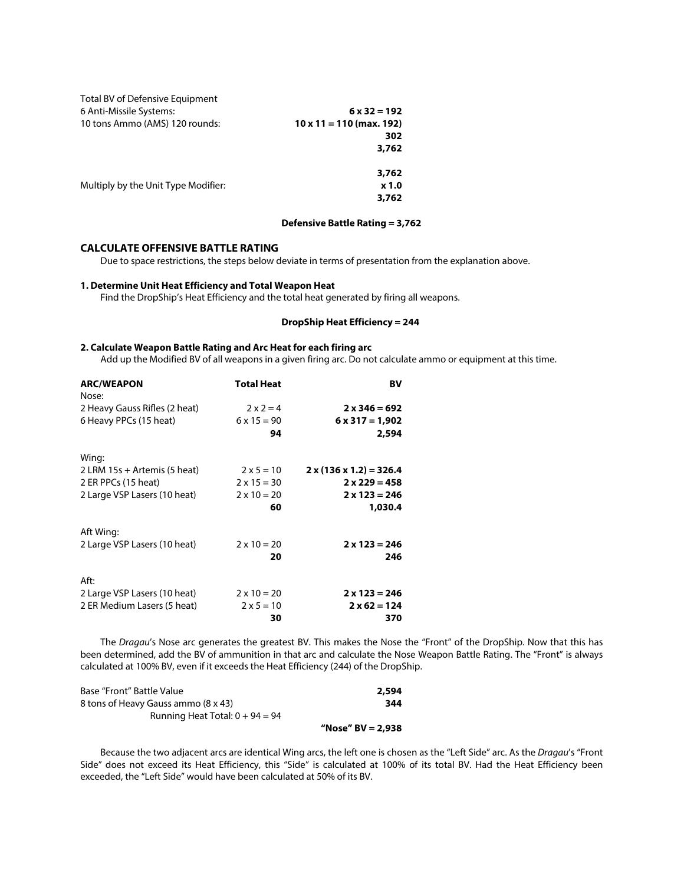| | |
|---|---|
| Total BV of Defensive Equipment | |
| 6 Anti-Missile Systems: | **6 x 32 = 192** |
| 10 tons Ammo (AMS) 120 rounds: | **10 x 11 = 110 (max. 192)** |
| | **302** |
| | **3,762** |
| | |
| | **3,762** |
| Multiply by the Unit Type Modifier: | **x 1.0** |
| | **3,762** |

**Defensive Battle Rating = 3,762**

## CALCULATE OFFENSIVE BATTLE RATING

Due to space restrictions, the steps below deviate in terms of presentation from the explanation above.

### 1. Determine Unit Heat Efficiency and Total Weapon Heat

Find the DropShip's Heat Efficiency and the total heat generated by firing all weapons.

**DropShip Heat Efficiency = 244**

### 2. Calculate Weapon Battle Rating and Arc Heat for each firing arc

Add up the Modified BV of all weapons in a given firing arc. Do not calculate ammo or equipment at this time.

| ARC/WEAPON | Total Heat | BV |
|---|---|---|
| Nose: | | |
| 2 Heavy Gauss Rifles (2 heat) | 2 x 2 = 4 | **2 x 346 = 692** |
| 6 Heavy PPCs (15 heat) | 6 x 15 = 90 | **6 x 317 = 1,902** |
| | **94** | **2,594** |
| | | |
| Wing: | | |
| 2 LRM 15s + Artemis (5 heat) | 2 x 5 = 10 | **2 x (136 x 1.2) = 326.4** |
| 2 ER PPCs (15 heat) | 2 x 15 = 30 | **2 x 229 = 458** |
| 2 Large VSP Lasers (10 heat) | 2 x 10 = 20 | **2 x 123 = 246** |
| | **60** | **1,030.4** |
| | | |
| Aft Wing: | | |
| 2 Large VSP Lasers (10 heat) | 2 x 10 = 20 | **2 x 123 = 246** |
| | **20** | **246** |
| | | |
| Aft: | | |
| 2 Large VSP Lasers (10 heat) | 2 x 10 = 20 | **2 x 123 = 246** |
| 2 ER Medium Lasers (5 heat) | 2 x 5 = 10 | **2 x 62 = 124** |
| | **30** | **370** |

The *Dragau*'s Nose arc generates the greatest BV. This makes the Nose the "Front" of the DropShip. Now that this has been determined, add the BV of ammunition in that arc and calculate the Nose Weapon Battle Rating. The "Front" is always calculated at 100% BV, even if it exceeds the Heat Efficiency (244) of the DropShip.

| | |
|---|---|
| Base "Front" Battle Value | **2,594** |
| 8 tons of Heavy Gauss ammo (8 x 43) | **344** |
| Running Heat Total: 0 + 94 = 94 | |
| | **"Nose" BV = 2,938** |

Because the two adjacent arcs are identical Wing arcs, the left one is chosen as the "Left Side" arc. As the *Dragau*'s "Front Side" does not exceed its Heat Efficiency, this "Side" is calculated at 100% of its total BV. Had the Heat Efficiency been exceeded, the "Left Side" would have been calculated at 50% of its BV.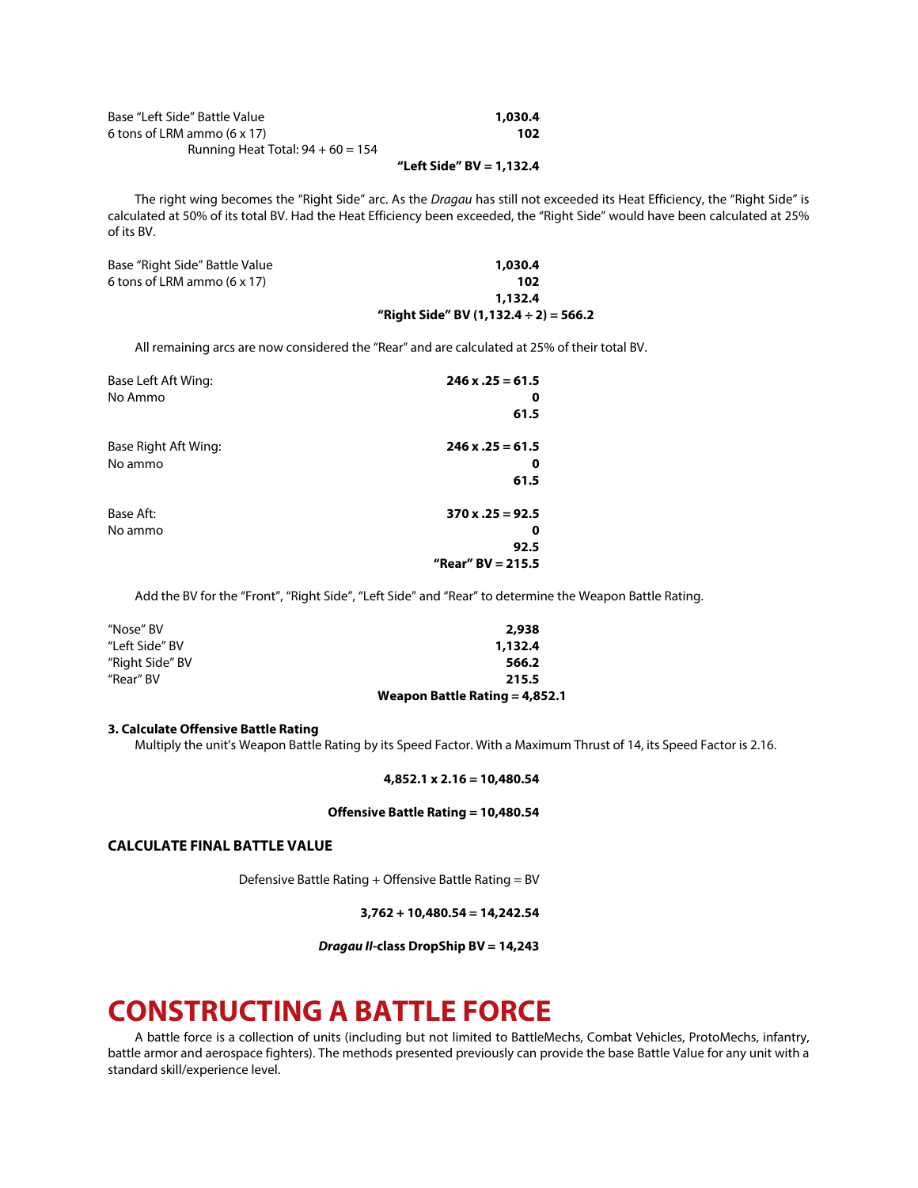| | |
|---|---|
| Base "Left Side" Battle Value | **1,030.4** |
| 6 tons of LRM ammo (6 x 17) | **102** |
| Running Heat Total: 94 + 60 = 154 | |
| | **"Left Side" BV = 1,132.4** |

The right wing becomes the "Right Side" arc. As the *Dragau* has still not exceeded its Heat Efficiency, the "Right Side" is calculated at 50% of its total BV. Had the Heat Efficiency been exceeded, the "Right Side" would have been calculated at 25% of its BV.

| | |
|---|---|
| Base "Right Side" Battle Value | **1,030.4** |
| 6 tons of LRM ammo (6 x 17) | **102** |
| | **1,132.4** |
| | **"Right Side" BV (1,132.4 ÷ 2) = 566.2** |

All remaining arcs are now considered the "Rear" and are calculated at 25% of their total BV.

| | |
|---|---|
| Base Left Aft Wing: | **246 x .25 = 61.5** |
| No Ammo | **0** |
| | **61.5** |
| Base Right Aft Wing: | **246 x .25 = 61.5** |
| No ammo | **0** |
| | **61.5** |
| Base Aft: | **370 x .25 = 92.5** |
| No ammo | **0** |
| | **92.5** |
| | **"Rear" BV = 215.5** |

Add the BV for the "Front", "Right Side", "Left Side" and "Rear" to determine the Weapon Battle Rating.

| | |
|---|---|
| "Nose" BV | **2,938** |
| "Left Side" BV | **1,132.4** |
| "Right Side" BV | **566.2** |
| "Rear" BV | **215.5** |
| | **Weapon Battle Rating = 4,852.1** |

**3. Calculate Offensive Battle Rating**

Multiply the unit's Weapon Battle Rating by its Speed Factor. With a Maximum Thrust of 14, its Speed Factor is 2.16.

**4,852.1 x 2.16 = 10,480.54**

**Offensive Battle Rating = 10,480.54**

### CALCULATE FINAL BATTLE VALUE

Defensive Battle Rating + Offensive Battle Rating = BV

**3,762 + 10,480.54 = 14,242.54**

***Dragau II*-class DropShip BV = 14,243**

# CONSTRUCTING A BATTLE FORCE

A battle force is a collection of units (including but not limited to BattleMechs, Combat Vehicles, ProtoMechs, infantry, battle armor and aerospace fighters). The methods presented previously can provide the base Battle Value for any unit with a standard skill/experience level.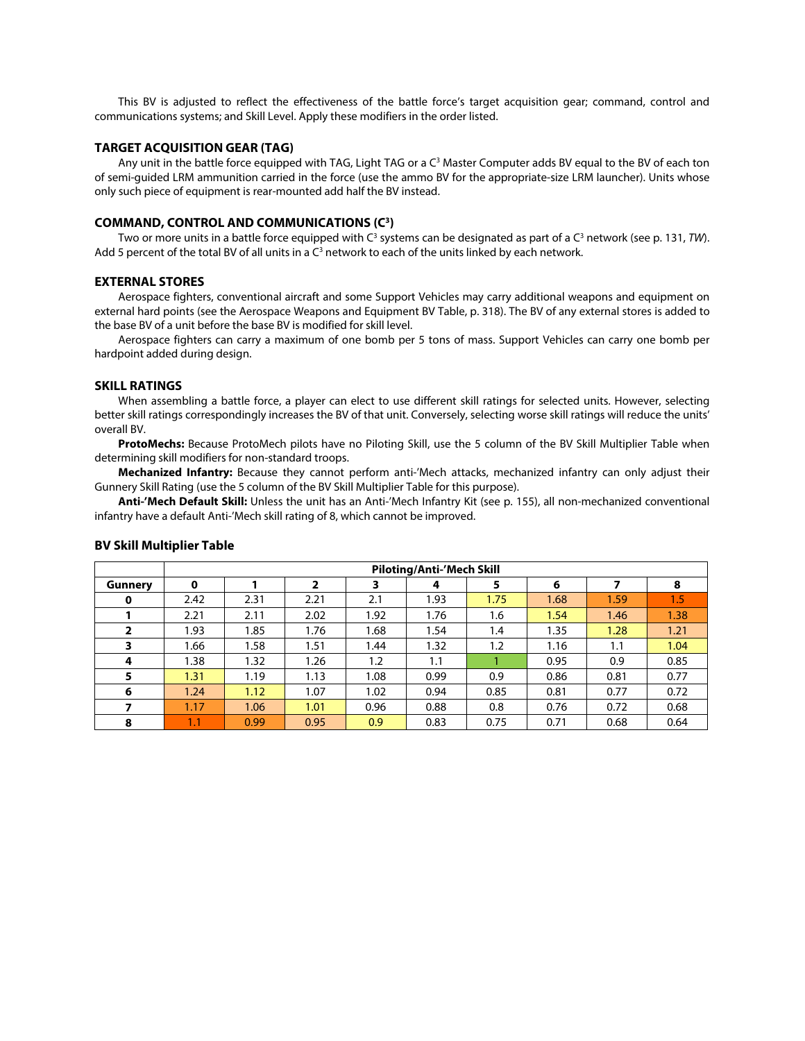This BV is adjusted to reflect the effectiveness of the battle force's target acquisition gear; command, control and communications systems; and Skill Level. Apply these modifiers in the order listed.

### TARGET ACQUISITION GEAR (TAG)

Any unit in the battle force equipped with TAG, Light TAG or a $C^3$ Master Computer adds BV equal to the BV of each ton of semi-guided LRM ammunition carried in the force (use the ammo BV for the appropriate-size LRM launcher). Units whose only such piece of equipment is rear-mounted add half the BV instead.

### COMMAND, CONTROL AND COMMUNICATIONS ($C^3$)

Two or more units in a battle force equipped with $C^3$ systems can be designated as part of a $C^3$ network (see p. 131, *TW*). Add 5 percent of the total BV of all units in a $C^3$ network to each of the units linked by each network.

### EXTERNAL STORES

Aerospace fighters, conventional aircraft and some Support Vehicles may carry additional weapons and equipment on external hard points (see the Aerospace Weapons and Equipment BV Table, p. 318). The BV of any external stores is added to the base BV of a unit before the base BV is modified for skill level.

Aerospace fighters can carry a maximum of one bomb per 5 tons of mass. Support Vehicles can carry one bomb per hardpoint added during design.

### SKILL RATINGS

When assembling a battle force, a player can elect to use different skill ratings for selected units. However, selecting better skill ratings correspondingly increases the BV of that unit. Conversely, selecting worse skill ratings will reduce the units' overall BV.

**ProtoMechs:** Because ProtoMech pilots have no Piloting Skill, use the 5 column of the BV Skill Multiplier Table when determining skill modifiers for non-standard troops.

**Mechanized Infantry:** Because they cannot perform anti-'Mech attacks, mechanized infantry can only adjust their Gunnery Skill Rating (use the 5 column of the BV Skill Multiplier Table for this purpose).

**Anti-'Mech Default Skill:** Unless the unit has an Anti-'Mech Infantry Kit (see p. 155), all non-mechanized conventional infantry have a default Anti-'Mech skill rating of 8, which cannot be improved.

**BV Skill Multiplier Table**

| | Piloting/Anti-'Mech Skill | | | | | | | | |
|---|---|---|---|---|---|---|---|---|---|
| **Gunnery** | **0** | **1** | **2** | **3** | **4** | **5** | **6** | **7** | **8** |
| **0** | 2.42 | 2.31 | 2.21 | 2.1 | 1.93 | 1.75 | 1.68 | 1.59 | 1.5 |
| **1** | 2.21 | 2.11 | 2.02 | 1.92 | 1.76 | 1.6 | 1.54 | 1.46 | 1.38 |
| **2** | 1.93 | 1.85 | 1.76 | 1.68 | 1.54 | 1.4 | 1.35 | 1.28 | 1.21 |
| **3** | 1.66 | 1.58 | 1.51 | 1.44 | 1.32 | 1.2 | 1.16 | 1.1 | 1.04 |
| **4** | 1.38 | 1.32 | 1.26 | 1.2 | 1.1 | 1 | 0.95 | 0.9 | 0.85 |
| **5** | 1.31 | 1.19 | 1.13 | 1.08 | 0.99 | 0.9 | 0.86 | 0.81 | 0.77 |
| **6** | 1.24 | 1.12 | 1.07 | 1.02 | 0.94 | 0.85 | 0.81 | 0.77 | 0.72 |
| **7** | 1.17 | 1.06 | 1.01 | 0.96 | 0.88 | 0.8 | 0.76 | 0.72 | 0.68 |
| **8** | 1.1 | 0.99 | 0.95 | 0.9 | 0.83 | 0.75 | 0.71 | 0.68 | 0.64 |